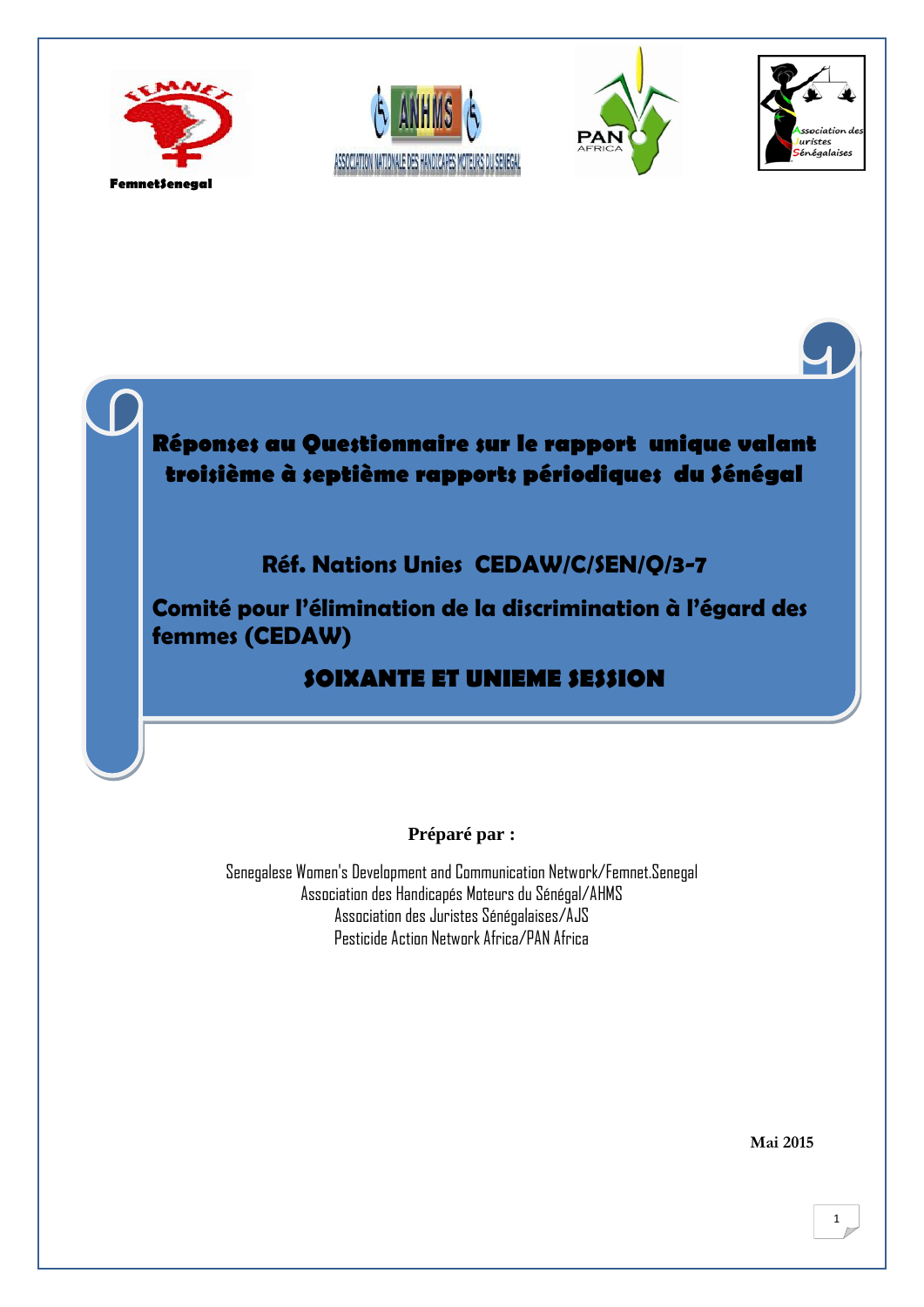FemnetSenegal

# Réponses au Questionnaire sur le rapport unique valant troisième à septième rapports périodiques du Sénégal

## Réf. Nations Unies CEDAW/C/SEN/Q/3-7

## Comité pour l'élimination de la discrimination à l'égard des femmes (CEDAW)

## SOIXANTE ET UNIEME SESSION

**Préparé par :**

Senegalese Women's Development and Communication Network/Femnet.Senegal
Association des Handicapés Moteurs du Sénégal/AHMS
Association des Juristes Sénégalaises/AJS
Pesticide Action Network Africa/PAN Africa

**Mai 2015**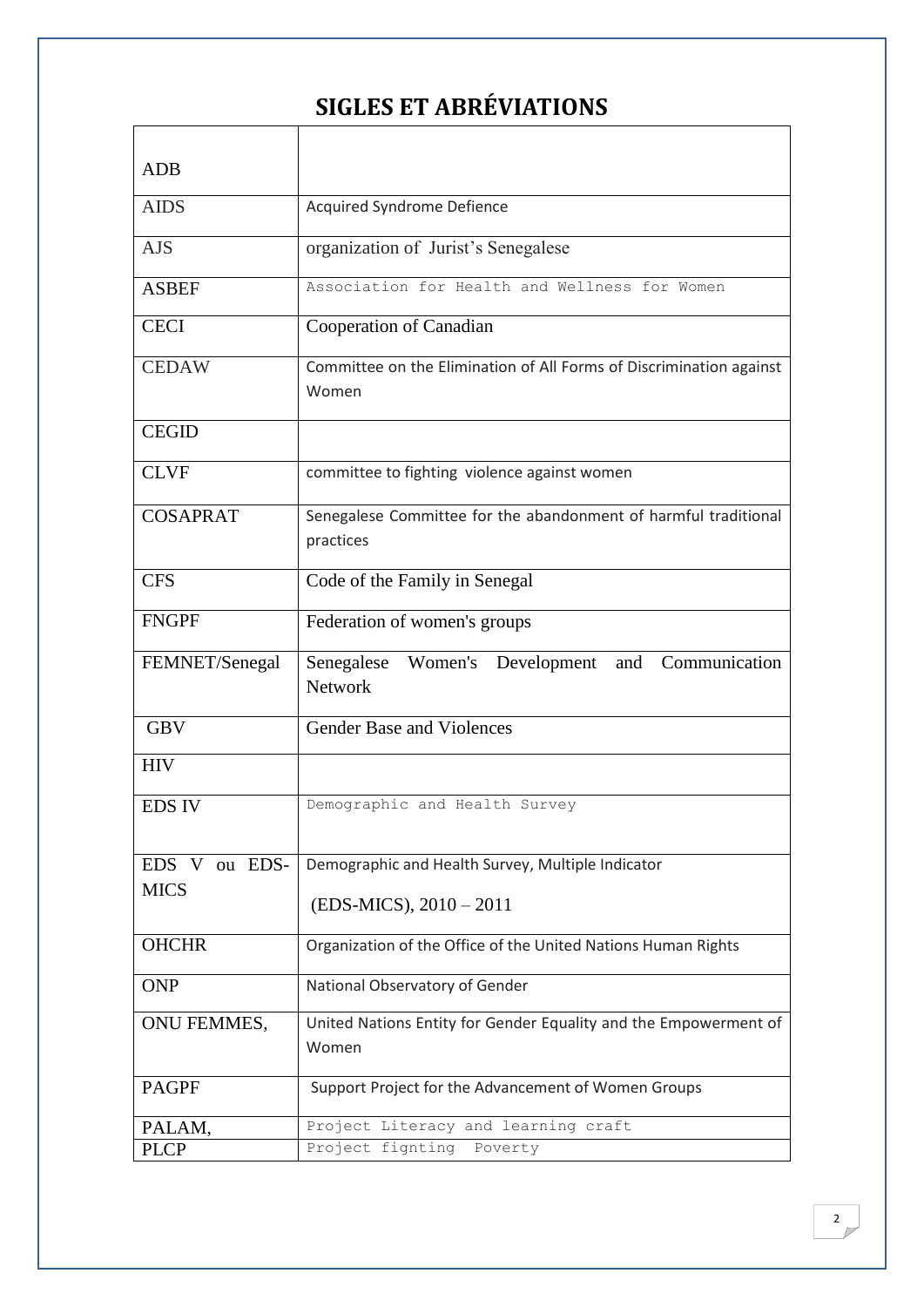# SIGLES ET ABRÉVIATIONS

| | |
|---|---|
| ADB | |
| AIDS | Acquired Syndrome Defience |
| AJS | organization of Jurist's Senegalese |
| ASBEF | Association for Health and Wellness for Women |
| CECI | Cooperation of Canadian |
| CEDAW | Committee on the Elimination of All Forms of Discrimination against Women |
| CEGID | |
| CLVF | committee to fighting violence against women |
| COSAPRAT | Senegalese Committee for the abandonment of harmful traditional practices |
| CFS | Code of the Family in Senegal |
| FNGPF | Federation of women's groups |
| FEMNET/Senegal | Senegalese Women's Development and Communication Network |
| GBV | Gender Base and Violences |
| HIV | |
| EDS IV | Demographic and Health Survey |
| EDS V ou EDS-MICS | Demographic and Health Survey, Multiple Indicator (EDS-MICS), 2010 – 2011 |
| OHCHR | Organization of the Office of the United Nations Human Rights |
| ONP | National Observatory of Gender |
| ONU FEMMES, | United Nations Entity for Gender Equality and the Empowerment of Women |
| PAGPF | Support Project for the Advancement of Women Groups |
| PALAM, | Project Literacy and learning craft |
| PLCP | Project fignting Poverty |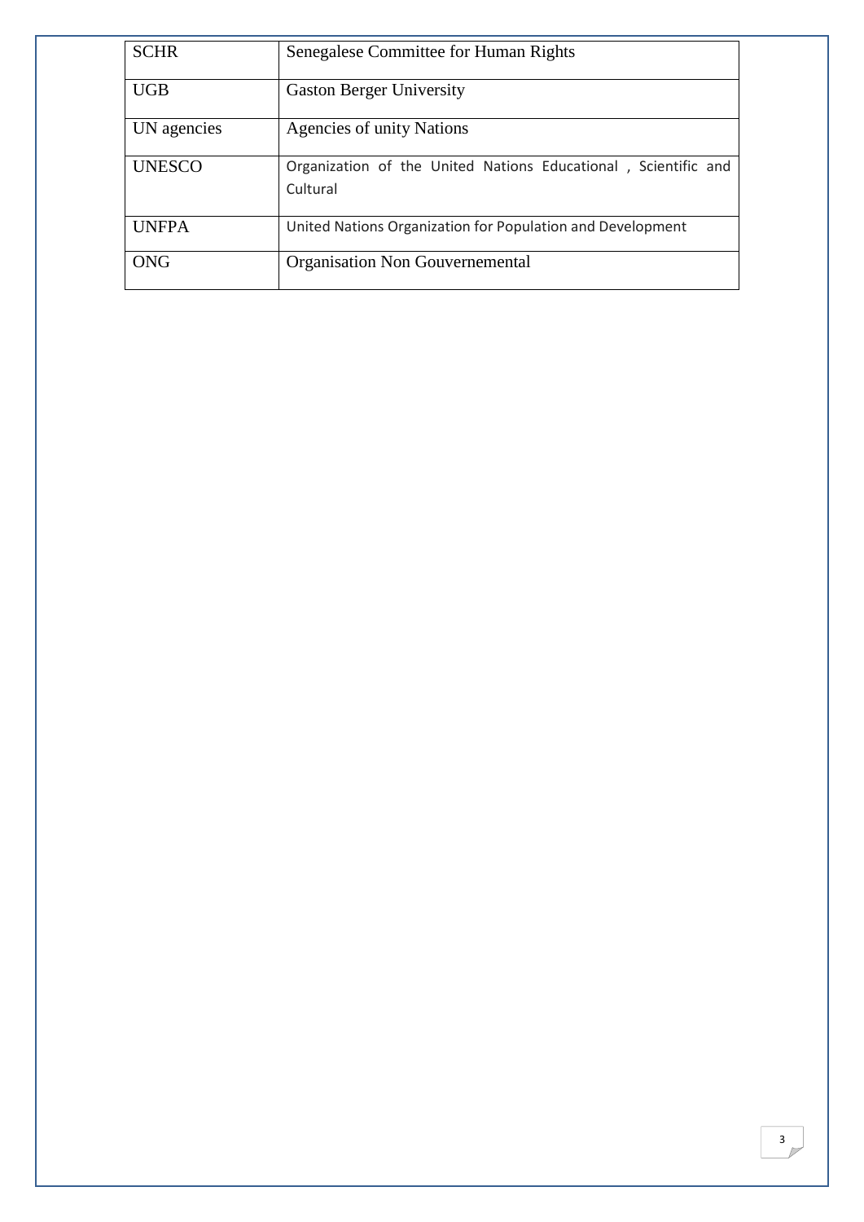| SCHR | Senegalese Committee for Human Rights |
|---|---|
| UGB | Gaston Berger University |
| UN agencies | Agencies of unity Nations |
| UNESCO | Organization of the United Nations Educational , Scientific and Cultural |
| UNFPA | United Nations Organization for Population and Development |
| ONG | Organisation Non Gouvernemental |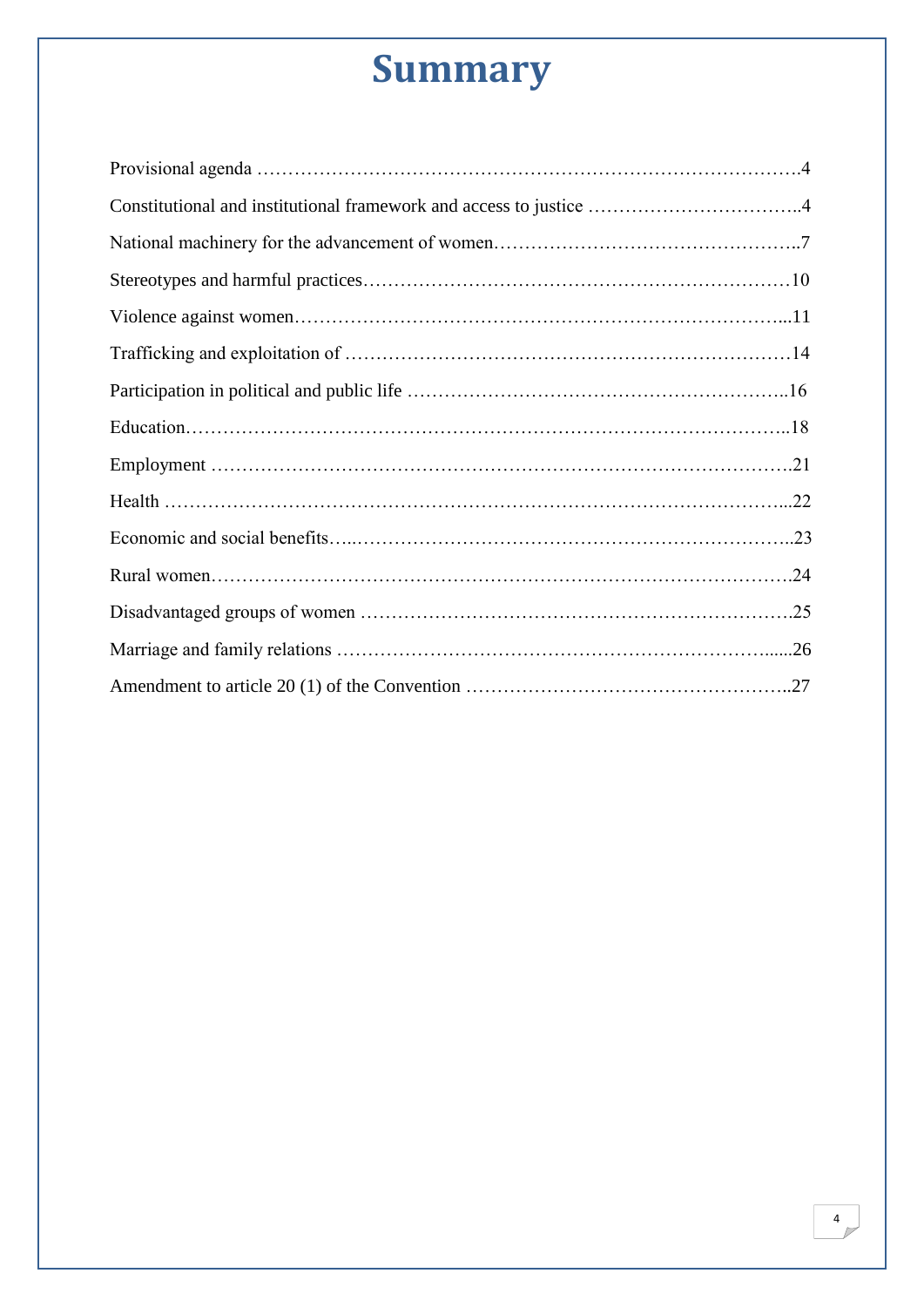# Summary

Provisional agenda ……………………………………………………………………………….4

Constitutional and institutional framework and access to justice ……………………………..4

National machinery for the advancement of women…………………………………………..7

Stereotypes and harmful practices……………………………………………………………10

Violence against women…………………………………………………………………...11

Trafficking and exploitation of ………………………………………………………………14

Participation in political and public life …………………………………………………..16

Education…………………………………………………………………………………..18

Employment ……………………………………………………………………………….21

Health ……………………………………………………………………………………...22

Economic and social benefits…..…………………………………………………………..23

Rural women……………………………………………………………………………….24

Disadvantaged groups of women ………………………………………………………….25

Marriage and family relations ……………………………………………………….......26

Amendment to article 20 (1) of the Convention ……………………………………………..27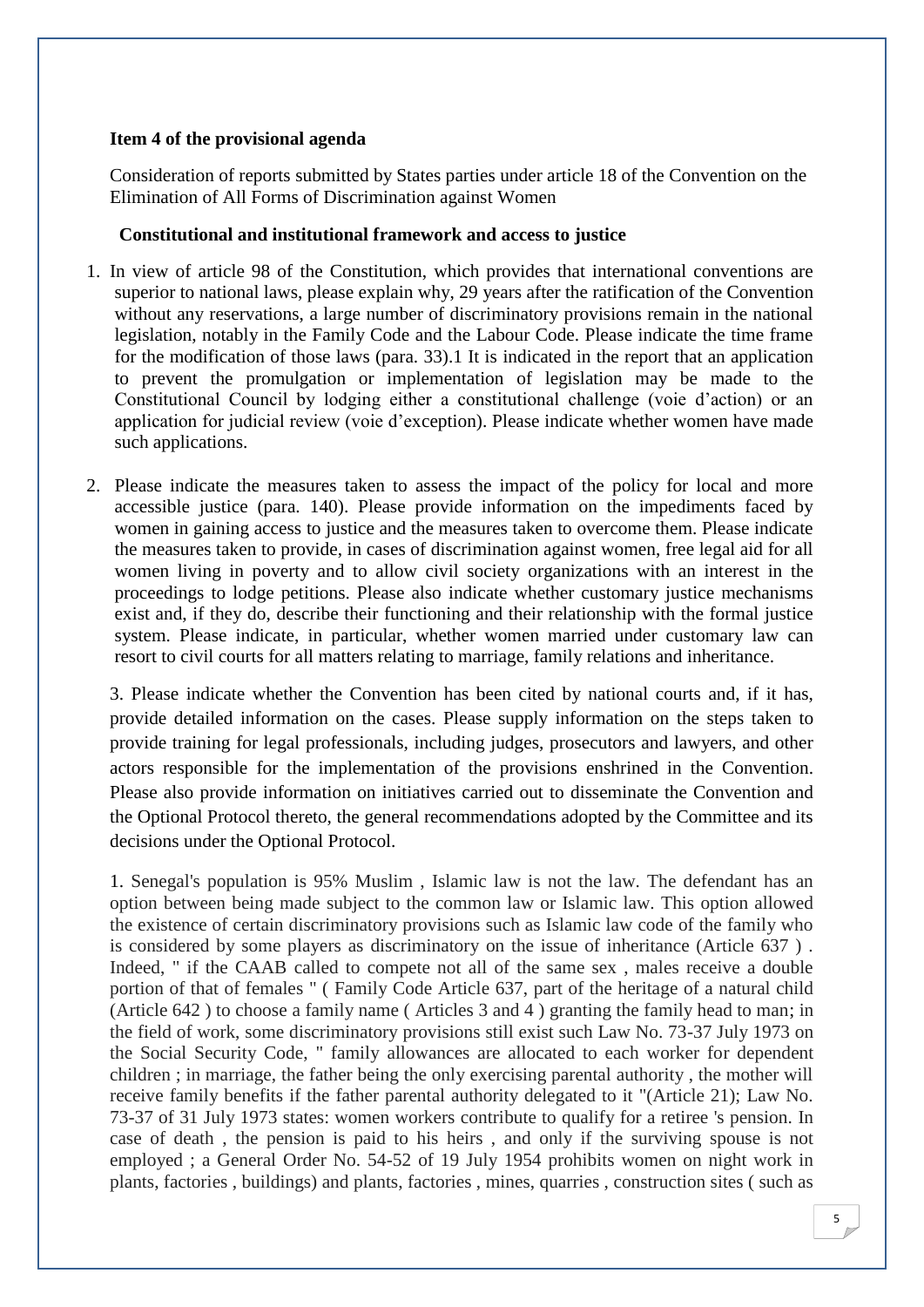**Item 4 of the provisional agenda**

Consideration of reports submitted by States parties under article 18 of the Convention on the Elimination of All Forms of Discrimination against Women

**Constitutional and institutional framework and access to justice**

1. In view of article 98 of the Constitution, which provides that international conventions are superior to national laws, please explain why, 29 years after the ratification of the Convention without any reservations, a large number of discriminatory provisions remain in the national legislation, notably in the Family Code and the Labour Code. Please indicate the time frame for the modification of those laws (para. 33).1 It is indicated in the report that an application to prevent the promulgation or implementation of legislation may be made to the Constitutional Council by lodging either a constitutional challenge (voie d'action) or an application for judicial review (voie d'exception). Please indicate whether women have made such applications.

2. Please indicate the measures taken to assess the impact of the policy for local and more accessible justice (para. 140). Please provide information on the impediments faced by women in gaining access to justice and the measures taken to overcome them. Please indicate the measures taken to provide, in cases of discrimination against women, free legal aid for all women living in poverty and to allow civil society organizations with an interest in the proceedings to lodge petitions. Please also indicate whether customary justice mechanisms exist and, if they do, describe their functioning and their relationship with the formal justice system. Please indicate, in particular, whether women married under customary law can resort to civil courts for all matters relating to marriage, family relations and inheritance.

3. Please indicate whether the Convention has been cited by national courts and, if it has, provide detailed information on the cases. Please supply information on the steps taken to provide training for legal professionals, including judges, prosecutors and lawyers, and other actors responsible for the implementation of the provisions enshrined in the Convention. Please also provide information on initiatives carried out to disseminate the Convention and the Optional Protocol thereto, the general recommendations adopted by the Committee and its decisions under the Optional Protocol.

1. Senegal's population is 95% Muslim , Islamic law is not the law. The defendant has an option between being made subject to the common law or Islamic law. This option allowed the existence of certain discriminatory provisions such as Islamic law code of the family who is considered by some players as discriminatory on the issue of inheritance (Article 637 ) . Indeed, " if the CAAB called to compete not all of the same sex , males receive a double portion of that of females " ( Family Code Article 637, part of the heritage of a natural child (Article 642 ) to choose a family name ( Articles 3 and 4 ) granting the family head to man; in the field of work, some discriminatory provisions still exist such Law No. 73-37 July 1973 on the Social Security Code, " family allowances are allocated to each worker for dependent children ; in marriage, the father being the only exercising parental authority , the mother will receive family benefits if the father parental authority delegated to it "(Article 21); Law No. 73-37 of 31 July 1973 states: women workers contribute to qualify for a retiree 's pension. In case of death , the pension is paid to his heirs , and only if the surviving spouse is not employed ; a General Order No. 54-52 of 19 July 1954 prohibits women on night work in plants, factories , buildings) and plants, factories , mines, quarries , construction sites ( such as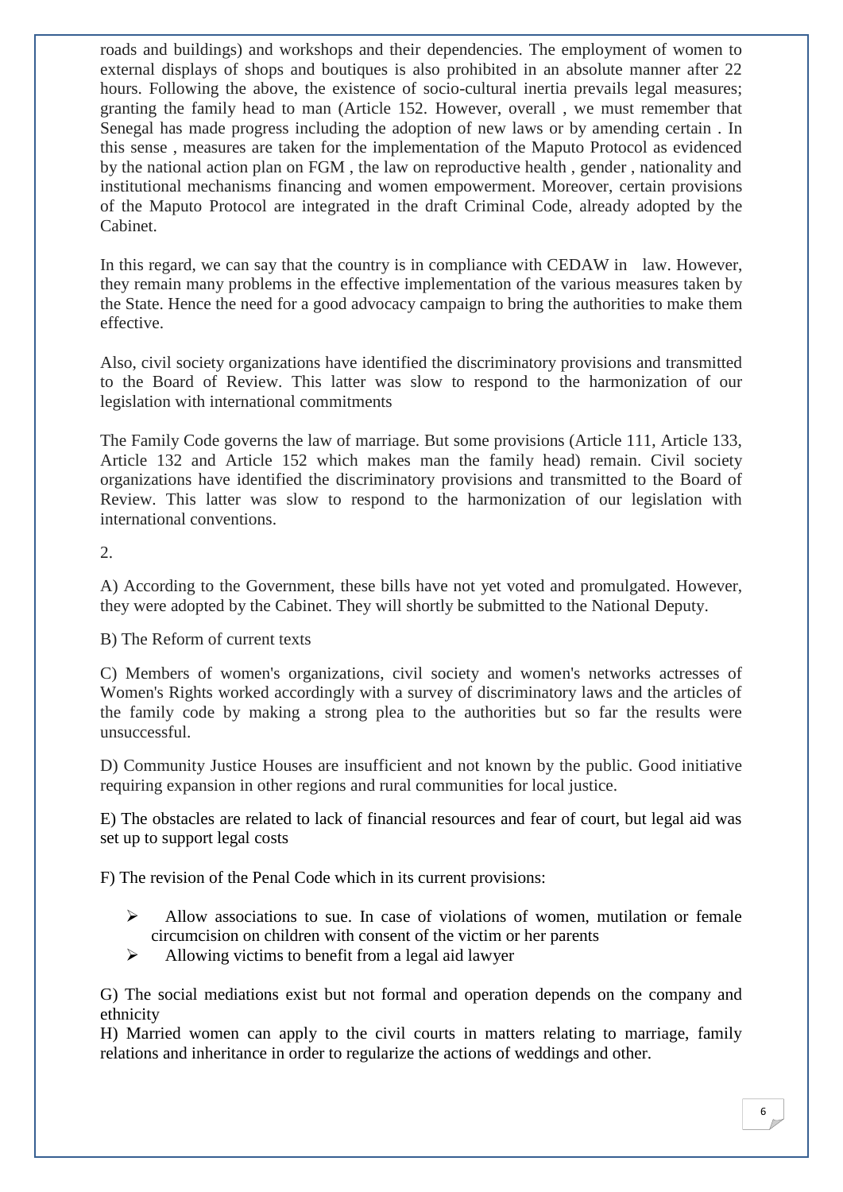roads and buildings) and workshops and their dependencies. The employment of women to external displays of shops and boutiques is also prohibited in an absolute manner after 22 hours. Following the above, the existence of socio-cultural inertia prevails legal measures; granting the family head to man (Article 152. However, overall , we must remember that Senegal has made progress including the adoption of new laws or by amending certain . In this sense , measures are taken for the implementation of the Maputo Protocol as evidenced by the national action plan on FGM , the law on reproductive health , gender , nationality and institutional mechanisms financing and women empowerment. Moreover, certain provisions of the Maputo Protocol are integrated in the draft Criminal Code, already adopted by the Cabinet.

In this regard, we can say that the country is in compliance with CEDAW in law. However, they remain many problems in the effective implementation of the various measures taken by the State. Hence the need for a good advocacy campaign to bring the authorities to make them effective.

Also, civil society organizations have identified the discriminatory provisions and transmitted to the Board of Review. This latter was slow to respond to the harmonization of our legislation with international commitments

The Family Code governs the law of marriage. But some provisions (Article 111, Article 133, Article 132 and Article 152 which makes man the family head) remain. Civil society organizations have identified the discriminatory provisions and transmitted to the Board of Review. This latter was slow to respond to the harmonization of our legislation with international conventions.

2.

A) According to the Government, these bills have not yet voted and promulgated. However, they were adopted by the Cabinet. They will shortly be submitted to the National Deputy.

B) The Reform of current texts

C) Members of women's organizations, civil society and women's networks actresses of Women's Rights worked accordingly with a survey of discriminatory laws and the articles of the family code by making a strong plea to the authorities but so far the results were unsuccessful.

D) Community Justice Houses are insufficient and not known by the public. Good initiative requiring expansion in other regions and rural communities for local justice.

E) The obstacles are related to lack of financial resources and fear of court, but legal aid was set up to support legal costs

F) The revision of the Penal Code which in its current provisions:

- Allow associations to sue. In case of violations of women, mutilation or female circumcision on children with consent of the victim or her parents
- Allowing victims to benefit from a legal aid lawyer

G) The social mediations exist but not formal and operation depends on the company and ethnicity

H) Married women can apply to the civil courts in matters relating to marriage, family relations and inheritance in order to regularize the actions of weddings and other.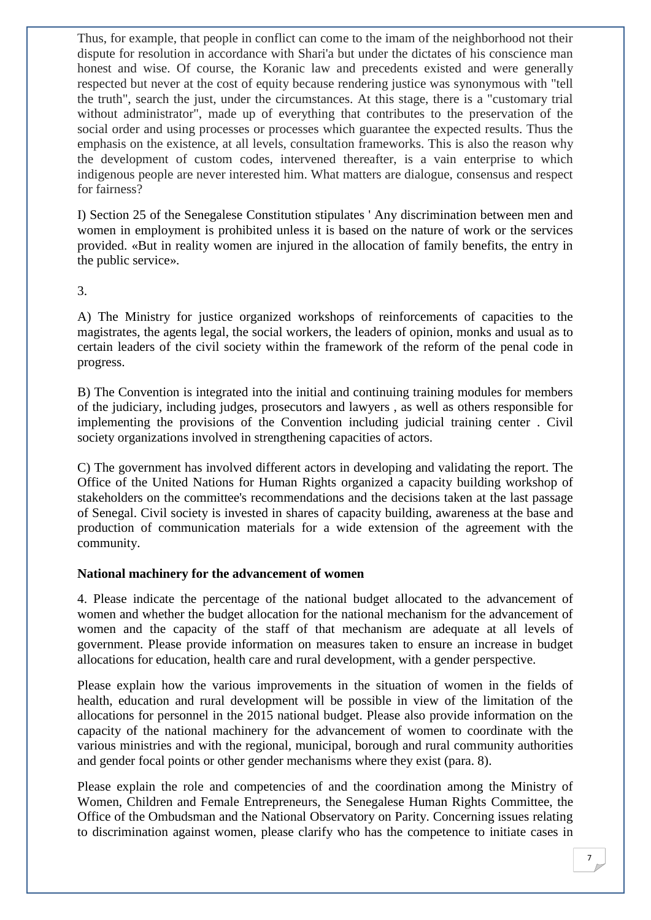Thus, for example, that people in conflict can come to the imam of the neighborhood not their dispute for resolution in accordance with Shari'a but under the dictates of his conscience man honest and wise. Of course, the Koranic law and precedents existed and were generally respected but never at the cost of equity because rendering justice was synonymous with "tell the truth", search the just, under the circumstances. At this stage, there is a "customary trial without administrator", made up of everything that contributes to the preservation of the social order and using processes or processes which guarantee the expected results. Thus the emphasis on the existence, at all levels, consultation frameworks. This is also the reason why the development of custom codes, intervened thereafter, is a vain enterprise to which indigenous people are never interested him. What matters are dialogue, consensus and respect for fairness?

I) Section 25 of the Senegalese Constitution stipulates ' Any discrimination between men and women in employment is prohibited unless it is based on the nature of work or the services provided. «But in reality women are injured in the allocation of family benefits, the entry in the public service».

3.

A) The Ministry for justice organized workshops of reinforcements of capacities to the magistrates, the agents legal, the social workers, the leaders of opinion, monks and usual as to certain leaders of the civil society within the framework of the reform of the penal code in progress.

B) The Convention is integrated into the initial and continuing training modules for members of the judiciary, including judges, prosecutors and lawyers , as well as others responsible for implementing the provisions of the Convention including judicial training center . Civil society organizations involved in strengthening capacities of actors.

C) The government has involved different actors in developing and validating the report. The Office of the United Nations for Human Rights organized a capacity building workshop of stakeholders on the committee's recommendations and the decisions taken at the last passage of Senegal. Civil society is invested in shares of capacity building, awareness at the base and production of communication materials for a wide extension of the agreement with the community.

**National machinery for the advancement of women**

4. Please indicate the percentage of the national budget allocated to the advancement of women and whether the budget allocation for the national mechanism for the advancement of women and the capacity of the staff of that mechanism are adequate at all levels of government. Please provide information on measures taken to ensure an increase in budget allocations for education, health care and rural development, with a gender perspective.

Please explain how the various improvements in the situation of women in the fields of health, education and rural development will be possible in view of the limitation of the allocations for personnel in the 2015 national budget. Please also provide information on the capacity of the national machinery for the advancement of women to coordinate with the various ministries and with the regional, municipal, borough and rural community authorities and gender focal points or other gender mechanisms where they exist (para. 8).

Please explain the role and competencies of and the coordination among the Ministry of Women, Children and Female Entrepreneurs, the Senegalese Human Rights Committee, the Office of the Ombudsman and the National Observatory on Parity. Concerning issues relating to discrimination against women, please clarify who has the competence to initiate cases in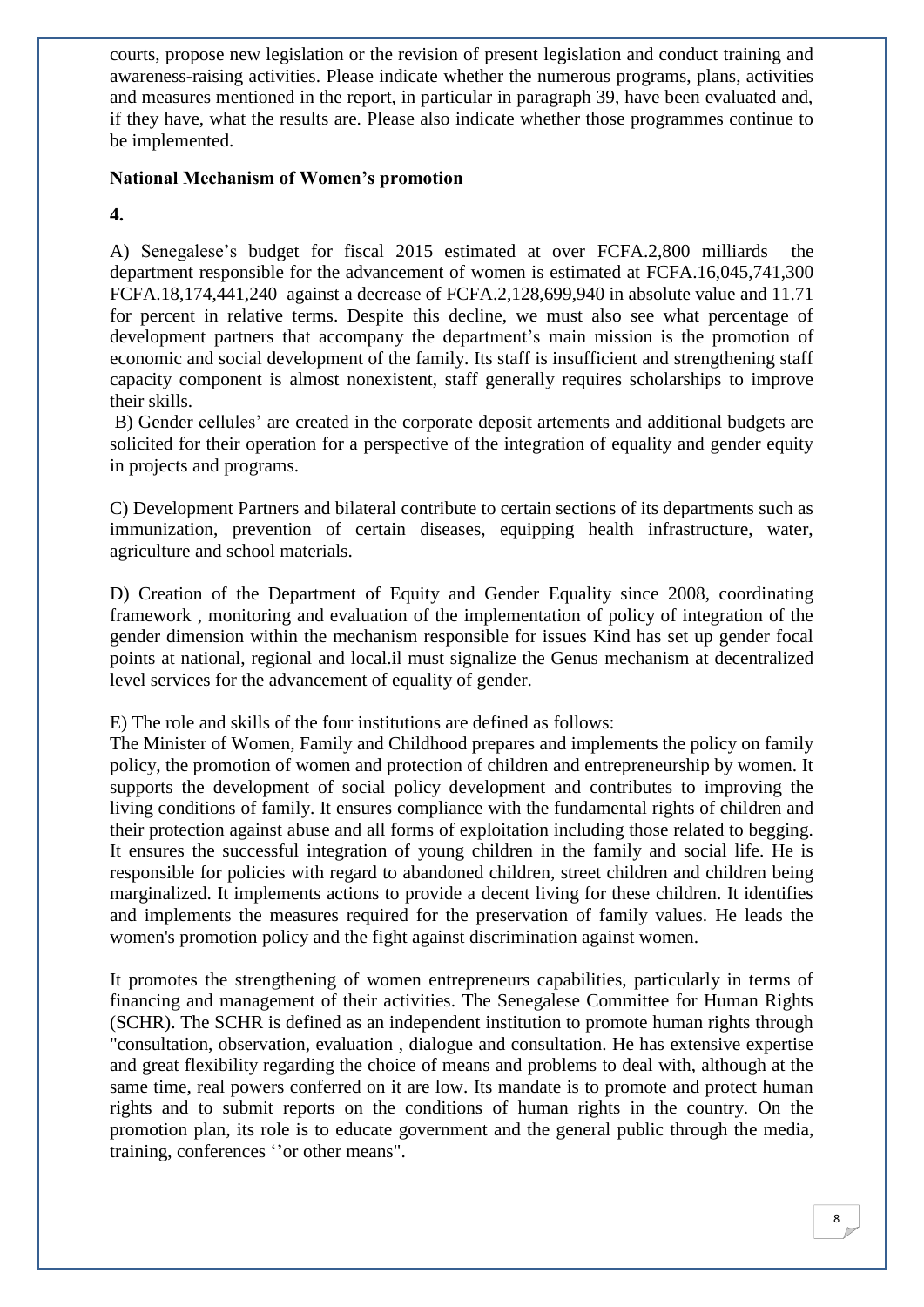courts, propose new legislation or the revision of present legislation and conduct training and awareness-raising activities. Please indicate whether the numerous programs, plans, activities and measures mentioned in the report, in particular in paragraph 39, have been evaluated and, if they have, what the results are. Please also indicate whether those programmes continue to be implemented.

**National Mechanism of Women's promotion**

**4.**

A) Senegalese's budget for fiscal 2015 estimated at over FCFA.2,800 milliards the department responsible for the advancement of women is estimated at FCFA.16,045,741,300 FCFA.18,174,441,240 against a decrease of FCFA.2,128,699,940 in absolute value and 11.71 for percent in relative terms. Despite this decline, we must also see what percentage of development partners that accompany the department's main mission is the promotion of economic and social development of the family. Its staff is insufficient and strengthening staff capacity component is almost nonexistent, staff generally requires scholarships to improve their skills.

B) Gender cellules' are created in the corporate deposit artements and additional budgets are solicited for their operation for a perspective of the integration of equality and gender equity in projects and programs.

C) Development Partners and bilateral contribute to certain sections of its departments such as immunization, prevention of certain diseases, equipping health infrastructure, water, agriculture and school materials.

D) Creation of the Department of Equity and Gender Equality since 2008, coordinating framework , monitoring and evaluation of the implementation of policy of integration of the gender dimension within the mechanism responsible for issues Kind has set up gender focal points at national, regional and local.il must signalize the Genus mechanism at decentralized level services for the advancement of equality of gender.

E) The role and skills of the four institutions are defined as follows:

The Minister of Women, Family and Childhood prepares and implements the policy on family policy, the promotion of women and protection of children and entrepreneurship by women. It supports the development of social policy development and contributes to improving the living conditions of family. It ensures compliance with the fundamental rights of children and their protection against abuse and all forms of exploitation including those related to begging. It ensures the successful integration of young children in the family and social life. He is responsible for policies with regard to abandoned children, street children and children being marginalized. It implements actions to provide a decent living for these children. It identifies and implements the measures required for the preservation of family values. He leads the women's promotion policy and the fight against discrimination against women.

It promotes the strengthening of women entrepreneurs capabilities, particularly in terms of financing and management of their activities. The Senegalese Committee for Human Rights (SCHR). The SCHR is defined as an independent institution to promote human rights through "consultation, observation, evaluation , dialogue and consultation. He has extensive expertise and great flexibility regarding the choice of means and problems to deal with, although at the same time, real powers conferred on it are low. Its mandate is to promote and protect human rights and to submit reports on the conditions of human rights in the country. On the promotion plan, its role is to educate government and the general public through the media, training, conferences ''or other means".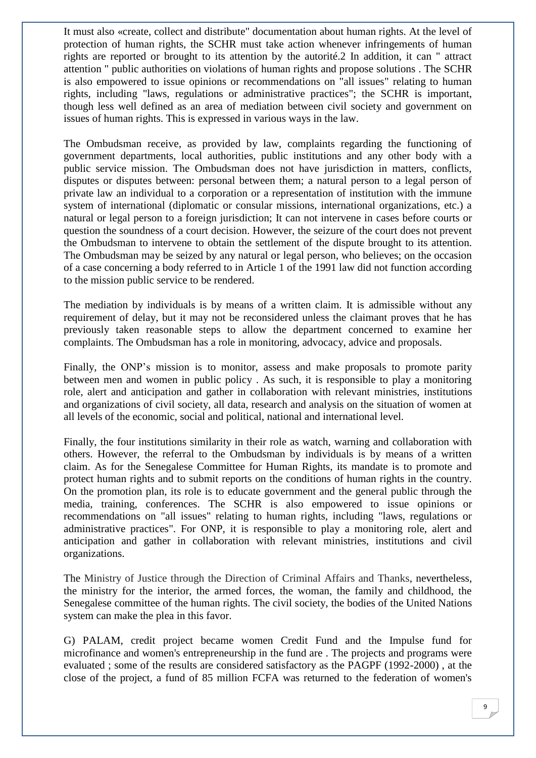It must also «create, collect and distribute" documentation about human rights. At the level of protection of human rights, the SCHR must take action whenever infringements of human rights are reported or brought to its attention by the autorité.2 In addition, it can " attract attention " public authorities on violations of human rights and propose solutions . The SCHR is also empowered to issue opinions or recommendations on "all issues" relating to human rights, including "laws, regulations or administrative practices"; the SCHR is important, though less well defined as an area of mediation between civil society and government on issues of human rights. This is expressed in various ways in the law.

The Ombudsman receive, as provided by law, complaints regarding the functioning of government departments, local authorities, public institutions and any other body with a public service mission. The Ombudsman does not have jurisdiction in matters, conflicts, disputes or disputes between: personal between them; a natural person to a legal person of private law an individual to a corporation or a representation of institution with the immune system of international (diplomatic or consular missions, international organizations, etc.) a natural or legal person to a foreign jurisdiction; It can not intervene in cases before courts or question the soundness of a court decision. However, the seizure of the court does not prevent the Ombudsman to intervene to obtain the settlement of the dispute brought to its attention. The Ombudsman may be seized by any natural or legal person, who believes; on the occasion of a case concerning a body referred to in Article 1 of the 1991 law did not function according to the mission public service to be rendered.

The mediation by individuals is by means of a written claim. It is admissible without any requirement of delay, but it may not be reconsidered unless the claimant proves that he has previously taken reasonable steps to allow the department concerned to examine her complaints. The Ombudsman has a role in monitoring, advocacy, advice and proposals.

Finally, the ONP's mission is to monitor, assess and make proposals to promote parity between men and women in public policy . As such, it is responsible to play a monitoring role, alert and anticipation and gather in collaboration with relevant ministries, institutions and organizations of civil society, all data, research and analysis on the situation of women at all levels of the economic, social and political, national and international level.

Finally, the four institutions similarity in their role as watch, warning and collaboration with others. However, the referral to the Ombudsman by individuals is by means of a written claim. As for the Senegalese Committee for Human Rights, its mandate is to promote and protect human rights and to submit reports on the conditions of human rights in the country. On the promotion plan, its role is to educate government and the general public through the media, training, conferences. The SCHR is also empowered to issue opinions or recommendations on "all issues" relating to human rights, including "laws, regulations or administrative practices". For ONP, it is responsible to play a monitoring role, alert and anticipation and gather in collaboration with relevant ministries, institutions and civil organizations.

The Ministry of Justice through the Direction of Criminal Affairs and Thanks, nevertheless, the ministry for the interior, the armed forces, the woman, the family and childhood, the Senegalese committee of the human rights. The civil society, the bodies of the United Nations system can make the plea in this favor.

G) PALAM, credit project became women Credit Fund and the Impulse fund for microfinance and women's entrepreneurship in the fund are . The projects and programs were evaluated ; some of the results are considered satisfactory as the PAGPF (1992-2000) , at the close of the project, a fund of 85 million FCFA was returned to the federation of women's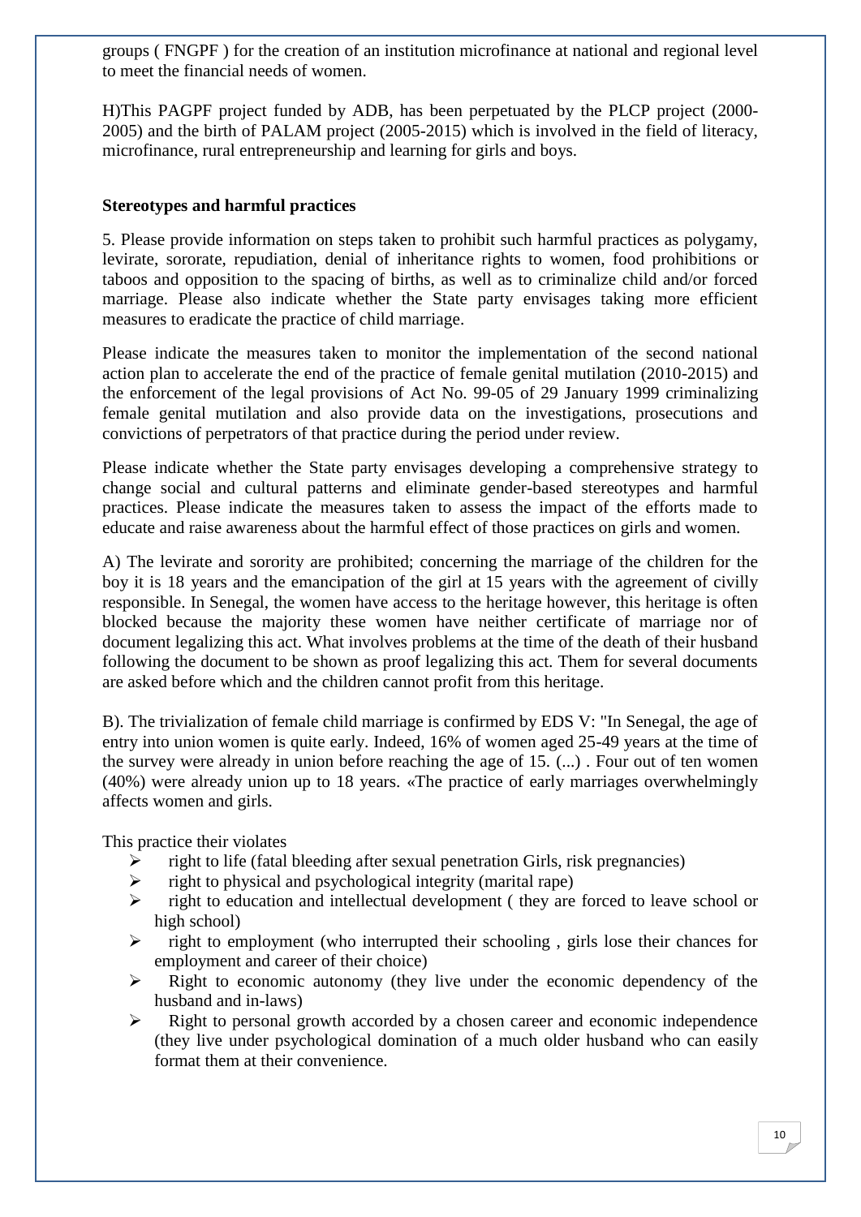groups ( FNGPF ) for the creation of an institution microfinance at national and regional level to meet the financial needs of women.

H)This PAGPF project funded by ADB, has been perpetuated by the PLCP project (2000-2005) and the birth of PALAM project (2005-2015) which is involved in the field of literacy, microfinance, rural entrepreneurship and learning for girls and boys.

**Stereotypes and harmful practices**

5. Please provide information on steps taken to prohibit such harmful practices as polygamy, levirate, sororate, repudiation, denial of inheritance rights to women, food prohibitions or taboos and opposition to the spacing of births, as well as to criminalize child and/or forced marriage. Please also indicate whether the State party envisages taking more efficient measures to eradicate the practice of child marriage.

Please indicate the measures taken to monitor the implementation of the second national action plan to accelerate the end of the practice of female genital mutilation (2010-2015) and the enforcement of the legal provisions of Act No. 99-05 of 29 January 1999 criminalizing female genital mutilation and also provide data on the investigations, prosecutions and convictions of perpetrators of that practice during the period under review.

Please indicate whether the State party envisages developing a comprehensive strategy to change social and cultural patterns and eliminate gender-based stereotypes and harmful practices. Please indicate the measures taken to assess the impact of the efforts made to educate and raise awareness about the harmful effect of those practices on girls and women.

A) The levirate and sorority are prohibited; concerning the marriage of the children for the boy it is 18 years and the emancipation of the girl at 15 years with the agreement of civilly responsible. In Senegal, the women have access to the heritage however, this heritage is often blocked because the majority these women have neither certificate of marriage nor of document legalizing this act. What involves problems at the time of the death of their husband following the document to be shown as proof legalizing this act. Them for several documents are asked before which and the children cannot profit from this heritage.

B). The trivialization of female child marriage is confirmed by EDS V: "In Senegal, the age of entry into union women is quite early. Indeed, 16% of women aged 25-49 years at the time of the survey were already in union before reaching the age of 15. (...) . Four out of ten women (40%) were already union up to 18 years. «The practice of early marriages overwhelmingly affects women and girls.

This practice their violates

- right to life (fatal bleeding after sexual penetration Girls, risk pregnancies)
- right to physical and psychological integrity (marital rape)
- right to education and intellectual development ( they are forced to leave school or high school)
- right to employment (who interrupted their schooling , girls lose their chances for employment and career of their choice)
- Right to economic autonomy (they live under the economic dependency of the husband and in-laws)
- Right to personal growth accorded by a chosen career and economic independence (they live under psychological domination of a much older husband who can easily format them at their convenience.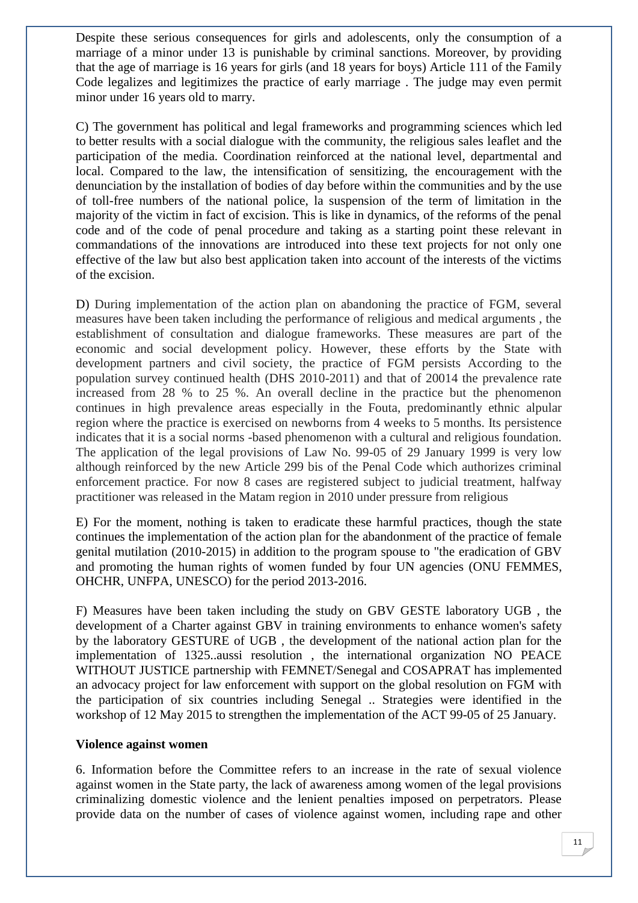Despite these serious consequences for girls and adolescents, only the consumption of a marriage of a minor under 13 is punishable by criminal sanctions. Moreover, by providing that the age of marriage is 16 years for girls (and 18 years for boys) Article 111 of the Family Code legalizes and legitimizes the practice of early marriage . The judge may even permit minor under 16 years old to marry.

C) The government has political and legal frameworks and programming sciences which led to better results with a social dialogue with the community, the religious sales leaflet and the participation of the media. Coordination reinforced at the national level, departmental and local. Compared to the law, the intensification of sensitizing, the encouragement with the denunciation by the installation of bodies of day before within the communities and by the use of toll-free numbers of the national police, la suspension of the term of limitation in the majority of the victim in fact of excision. This is like in dynamics, of the reforms of the penal code and of the code of penal procedure and taking as a starting point these relevant in commandations of the innovations are introduced into these text projects for not only one effective of the law but also best application taken into account of the interests of the victims of the excision.

D) During implementation of the action plan on abandoning the practice of FGM, several measures have been taken including the performance of religious and medical arguments , the establishment of consultation and dialogue frameworks. These measures are part of the economic and social development policy. However, these efforts by the State with development partners and civil society, the practice of FGM persists According to the population survey continued health (DHS 2010-2011) and that of 20014 the prevalence rate increased from 28 % to 25 %. An overall decline in the practice but the phenomenon continues in high prevalence areas especially in the Fouta, predominantly ethnic alpular region where the practice is exercised on newborns from 4 weeks to 5 months. Its persistence indicates that it is a social norms -based phenomenon with a cultural and religious foundation. The application of the legal provisions of Law No. 99-05 of 29 January 1999 is very low although reinforced by the new Article 299 bis of the Penal Code which authorizes criminal enforcement practice. For now 8 cases are registered subject to judicial treatment, halfway practitioner was released in the Matam region in 2010 under pressure from religious

E) For the moment, nothing is taken to eradicate these harmful practices, though the state continues the implementation of the action plan for the abandonment of the practice of female genital mutilation (2010-2015) in addition to the program spouse to "the eradication of GBV and promoting the human rights of women funded by four UN agencies (ONU FEMMES, OHCHR, UNFPA, UNESCO) for the period 2013-2016.

F) Measures have been taken including the study on GBV GESTE laboratory UGB , the development of a Charter against GBV in training environments to enhance women's safety by the laboratory GESTURE of UGB , the development of the national action plan for the implementation of 1325..aussi resolution , the international organization NO PEACE WITHOUT JUSTICE partnership with FEMNET/Senegal and COSAPRAT has implemented an advocacy project for law enforcement with support on the global resolution on FGM with the participation of six countries including Senegal .. Strategies were identified in the workshop of 12 May 2015 to strengthen the implementation of the ACT 99-05 of 25 January.

**Violence against women**

6. Information before the Committee refers to an increase in the rate of sexual violence against women in the State party, the lack of awareness among women of the legal provisions criminalizing domestic violence and the lenient penalties imposed on perpetrators. Please provide data on the number of cases of violence against women, including rape and other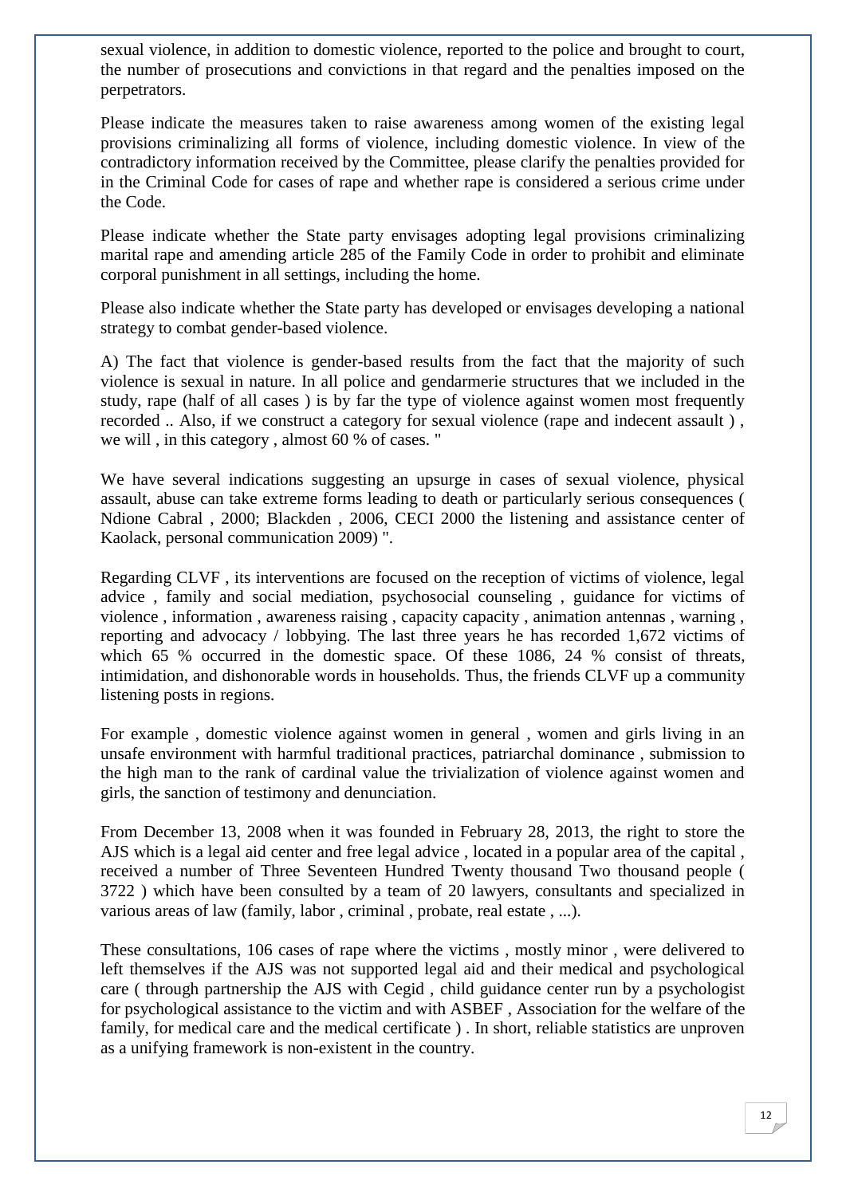sexual violence, in addition to domestic violence, reported to the police and brought to court, the number of prosecutions and convictions in that regard and the penalties imposed on the perpetrators.

Please indicate the measures taken to raise awareness among women of the existing legal provisions criminalizing all forms of violence, including domestic violence. In view of the contradictory information received by the Committee, please clarify the penalties provided for in the Criminal Code for cases of rape and whether rape is considered a serious crime under the Code.

Please indicate whether the State party envisages adopting legal provisions criminalizing marital rape and amending article 285 of the Family Code in order to prohibit and eliminate corporal punishment in all settings, including the home.

Please also indicate whether the State party has developed or envisages developing a national strategy to combat gender-based violence.

A) The fact that violence is gender-based results from the fact that the majority of such violence is sexual in nature. In all police and gendarmerie structures that we included in the study, rape (half of all cases ) is by far the type of violence against women most frequently recorded .. Also, if we construct a category for sexual violence (rape and indecent assault ) , we will , in this category , almost 60 % of cases. "

We have several indications suggesting an upsurge in cases of sexual violence, physical assault, abuse can take extreme forms leading to death or particularly serious consequences ( Ndione Cabral , 2000; Blackden , 2006, CECI 2000 the listening and assistance center of Kaolack, personal communication 2009) ".

Regarding CLVF , its interventions are focused on the reception of victims of violence, legal advice , family and social mediation, psychosocial counseling , guidance for victims of violence , information , awareness raising , capacity capacity , animation antennas , warning , reporting and advocacy / lobbying. The last three years he has recorded 1,672 victims of which 65 % occurred in the domestic space. Of these 1086, 24 % consist of threats, intimidation, and dishonorable words in households. Thus, the friends CLVF up a community listening posts in regions.

For example , domestic violence against women in general , women and girls living in an unsafe environment with harmful traditional practices, patriarchal dominance , submission to the high man to the rank of cardinal value the trivialization of violence against women and girls, the sanction of testimony and denunciation.

From December 13, 2008 when it was founded in February 28, 2013, the right to store the AJS which is a legal aid center and free legal advice , located in a popular area of the capital , received a number of Three Seventeen Hundred Twenty thousand Two thousand people ( 3722 ) which have been consulted by a team of 20 lawyers, consultants and specialized in various areas of law (family, labor , criminal , probate, real estate , ...).

These consultations, 106 cases of rape where the victims , mostly minor , were delivered to left themselves if the AJS was not supported legal aid and their medical and psychological care ( through partnership the AJS with Cegid , child guidance center run by a psychologist for psychological assistance to the victim and with ASBEF , Association for the welfare of the family, for medical care and the medical certificate ) . In short, reliable statistics are unproven as a unifying framework is non-existent in the country.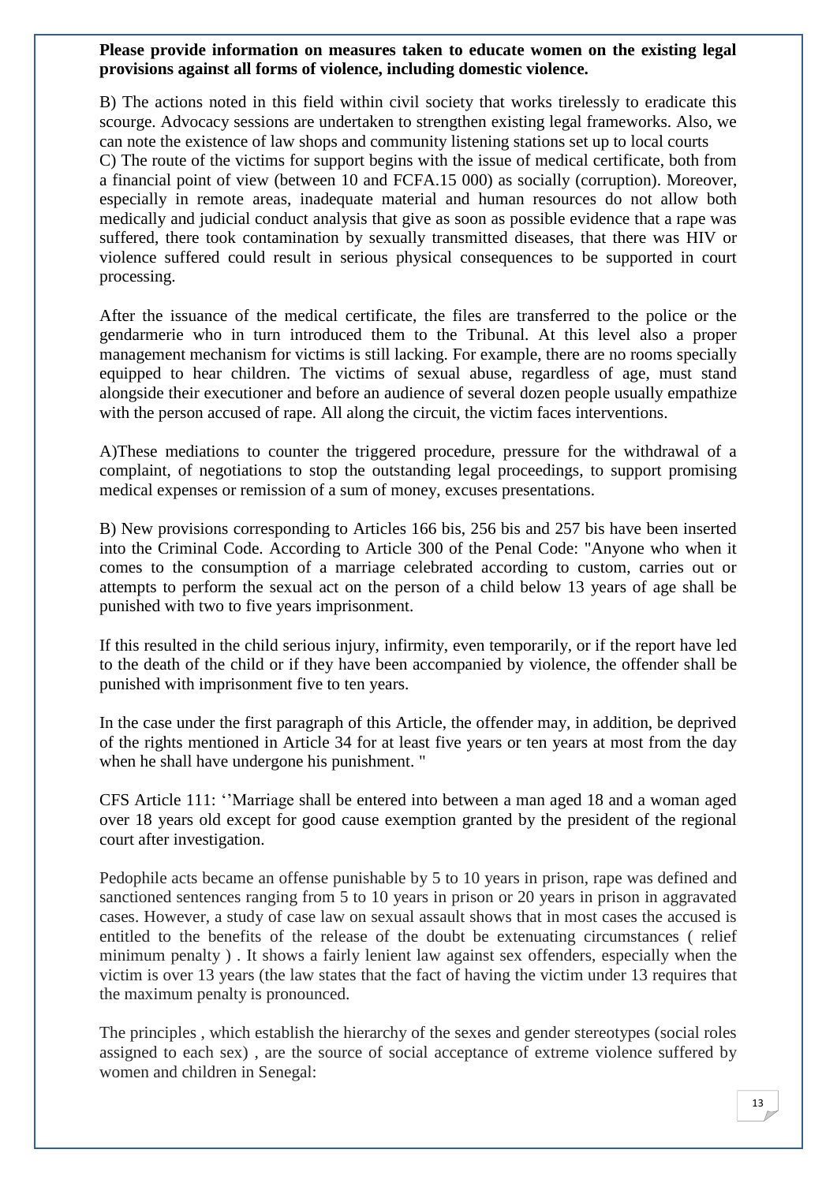**Please provide information on measures taken to educate women on the existing legal provisions against all forms of violence, including domestic violence.**

B) The actions noted in this field within civil society that works tirelessly to eradicate this scourge. Advocacy sessions are undertaken to strengthen existing legal frameworks. Also, we can note the existence of law shops and community listening stations set up to local courts

C) The route of the victims for support begins with the issue of medical certificate, both from a financial point of view (between 10 and FCFA.15 000) as socially (corruption). Moreover, especially in remote areas, inadequate material and human resources do not allow both medically and judicial conduct analysis that give as soon as possible evidence that a rape was suffered, there took contamination by sexually transmitted diseases, that there was HIV or violence suffered could result in serious physical consequences to be supported in court processing.

After the issuance of the medical certificate, the files are transferred to the police or the gendarmerie who in turn introduced them to the Tribunal. At this level also a proper management mechanism for victims is still lacking. For example, there are no rooms specially equipped to hear children. The victims of sexual abuse, regardless of age, must stand alongside their executioner and before an audience of several dozen people usually empathize with the person accused of rape. All along the circuit, the victim faces interventions.

A)These mediations to counter the triggered procedure, pressure for the withdrawal of a complaint, of negotiations to stop the outstanding legal proceedings, to support promising medical expenses or remission of a sum of money, excuses presentations.

B) New provisions corresponding to Articles 166 bis, 256 bis and 257 bis have been inserted into the Criminal Code. According to Article 300 of the Penal Code: "Anyone who when it comes to the consumption of a marriage celebrated according to custom, carries out or attempts to perform the sexual act on the person of a child below 13 years of age shall be punished with two to five years imprisonment.

If this resulted in the child serious injury, infirmity, even temporarily, or if the report have led to the death of the child or if they have been accompanied by violence, the offender shall be punished with imprisonment five to ten years.

In the case under the first paragraph of this Article, the offender may, in addition, be deprived of the rights mentioned in Article 34 for at least five years or ten years at most from the day when he shall have undergone his punishment. "

CFS Article 111: ‘’Marriage shall be entered into between a man aged 18 and a woman aged over 18 years old except for good cause exemption granted by the president of the regional court after investigation.

Pedophile acts became an offense punishable by 5 to 10 years in prison, rape was defined and sanctioned sentences ranging from 5 to 10 years in prison or 20 years in prison in aggravated cases. However, a study of case law on sexual assault shows that in most cases the accused is entitled to the benefits of the release of the doubt be extenuating circumstances ( relief minimum penalty ) . It shows a fairly lenient law against sex offenders, especially when the victim is over 13 years (the law states that the fact of having the victim under 13 requires that the maximum penalty is pronounced.

The principles , which establish the hierarchy of the sexes and gender stereotypes (social roles assigned to each sex) , are the source of social acceptance of extreme violence suffered by women and children in Senegal: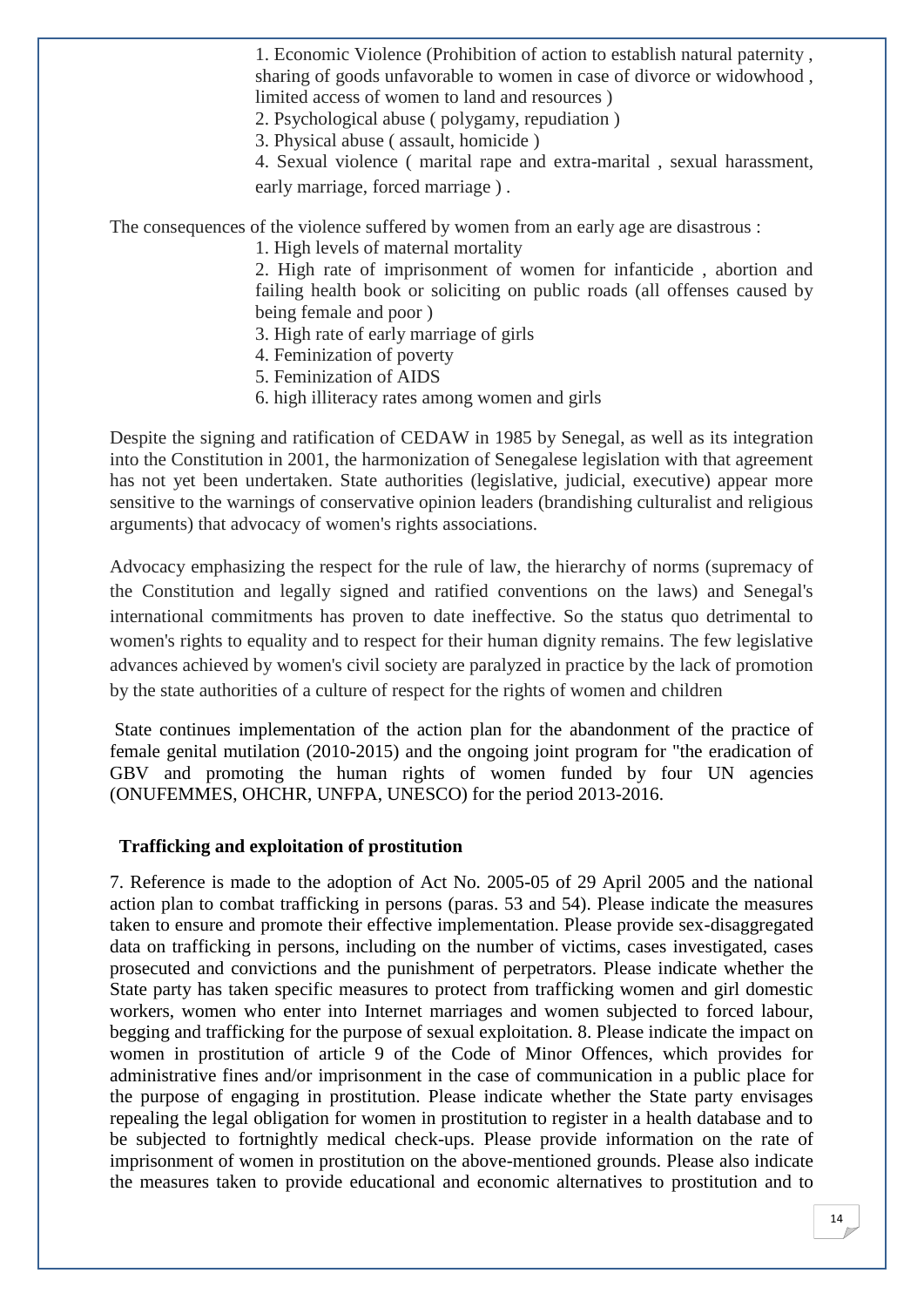1. Economic Violence (Prohibition of action to establish natural paternity , sharing of goods unfavorable to women in case of divorce or widowhood , limited access of women to land and resources )
2. Psychological abuse ( polygamy, repudiation )
3. Physical abuse ( assault, homicide )
4. Sexual violence ( marital rape and extra-marital , sexual harassment, early marriage, forced marriage ) .

The consequences of the violence suffered by women from an early age are disastrous :

1. High levels of maternal mortality
2. High rate of imprisonment of women for infanticide , abortion and failing health book or soliciting on public roads (all offenses caused by being female and poor )
3. High rate of early marriage of girls
4. Feminization of poverty
5. Feminization of AIDS
6. high illiteracy rates among women and girls

Despite the signing and ratification of CEDAW in 1985 by Senegal, as well as its integration into the Constitution in 2001, the harmonization of Senegalese legislation with that agreement has not yet been undertaken. State authorities (legislative, judicial, executive) appear more sensitive to the warnings of conservative opinion leaders (brandishing culturalist and religious arguments) that advocacy of women's rights associations.

Advocacy emphasizing the respect for the rule of law, the hierarchy of norms (supremacy of the Constitution and legally signed and ratified conventions on the laws) and Senegal's international commitments has proven to date ineffective. So the status quo detrimental to women's rights to equality and to respect for their human dignity remains. The few legislative advances achieved by women's civil society are paralyzed in practice by the lack of promotion by the state authorities of a culture of respect for the rights of women and children

State continues implementation of the action plan for the abandonment of the practice of female genital mutilation (2010-2015) and the ongoing joint program for "the eradication of GBV and promoting the human rights of women funded by four UN agencies (ONUFEMMES, OHCHR, UNFPA, UNESCO) for the period 2013-2016.

**Trafficking and exploitation of prostitution**

7. Reference is made to the adoption of Act No. 2005-05 of 29 April 2005 and the national action plan to combat trafficking in persons (paras. 53 and 54). Please indicate the measures taken to ensure and promote their effective implementation. Please provide sex-disaggregated data on trafficking in persons, including on the number of victims, cases investigated, cases prosecuted and convictions and the punishment of perpetrators. Please indicate whether the State party has taken specific measures to protect from trafficking women and girl domestic workers, women who enter into Internet marriages and women subjected to forced labour, begging and trafficking for the purpose of sexual exploitation. 8. Please indicate the impact on women in prostitution of article 9 of the Code of Minor Offences, which provides for administrative fines and/or imprisonment in the case of communication in a public place for the purpose of engaging in prostitution. Please indicate whether the State party envisages repealing the legal obligation for women in prostitution to register in a health database and to be subjected to fortnightly medical check-ups. Please provide information on the rate of imprisonment of women in prostitution on the above-mentioned grounds. Please also indicate the measures taken to provide educational and economic alternatives to prostitution and to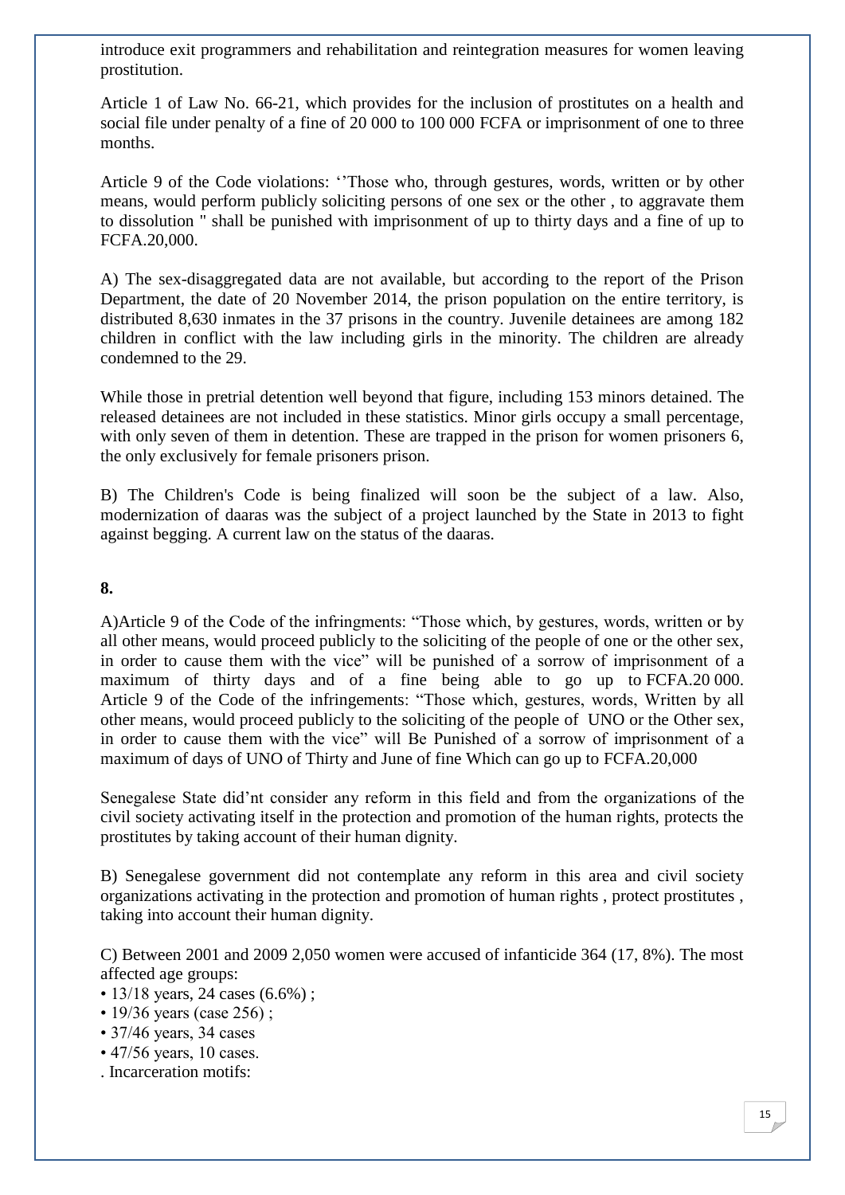introduce exit programmers and rehabilitation and reintegration measures for women leaving prostitution.

Article 1 of Law No. 66-21, which provides for the inclusion of prostitutes on a health and social file under penalty of a fine of 20 000 to 100 000 FCFA or imprisonment of one to three months.

Article 9 of the Code violations: ''Those who, through gestures, words, written or by other means, would perform publicly soliciting persons of one sex or the other , to aggravate them to dissolution " shall be punished with imprisonment of up to thirty days and a fine of up to FCFA.20,000.

A) The sex-disaggregated data are not available, but according to the report of the Prison Department, the date of 20 November 2014, the prison population on the entire territory, is distributed 8,630 inmates in the 37 prisons in the country. Juvenile detainees are among 182 children in conflict with the law including girls in the minority. The children are already condemned to the 29.

While those in pretrial detention well beyond that figure, including 153 minors detained. The released detainees are not included in these statistics. Minor girls occupy a small percentage, with only seven of them in detention. These are trapped in the prison for women prisoners 6, the only exclusively for female prisoners prison.

B) The Children's Code is being finalized will soon be the subject of a law. Also, modernization of daaras was the subject of a project launched by the State in 2013 to fight against begging. A current law on the status of the daaras.

**8.**

A)Article 9 of the Code of the infringments: "Those which, by gestures, words, written or by all other means, would proceed publicly to the soliciting of the people of one or the other sex, in order to cause them with the vice" will be punished of a sorrow of imprisonment of a maximum of thirty days and of a fine being able to go up to FCFA.20 000. Article 9 of the Code of the infringements: "Those which, gestures, words, Written by all other means, would proceed publicly to the soliciting of the people of UNO or the Other sex, in order to cause them with the vice" will Be Punished of a sorrow of imprisonment of a maximum of days of UNO of Thirty and June of fine Which can go up to FCFA.20,000

Senegalese State did'nt consider any reform in this field and from the organizations of the civil society activating itself in the protection and promotion of the human rights, protects the prostitutes by taking account of their human dignity.

B) Senegalese government did not contemplate any reform in this area and civil society organizations activating in the protection and promotion of human rights , protect prostitutes , taking into account their human dignity.

C) Between 2001 and 2009 2,050 women were accused of infanticide 364 (17, 8%). The most affected age groups:

- 13/18 years, 24 cases (6.6%) ;
- 19/36 years (case 256) ;
- 37/46 years, 34 cases
- 47/56 years, 10 cases.

. Incarceration motifs: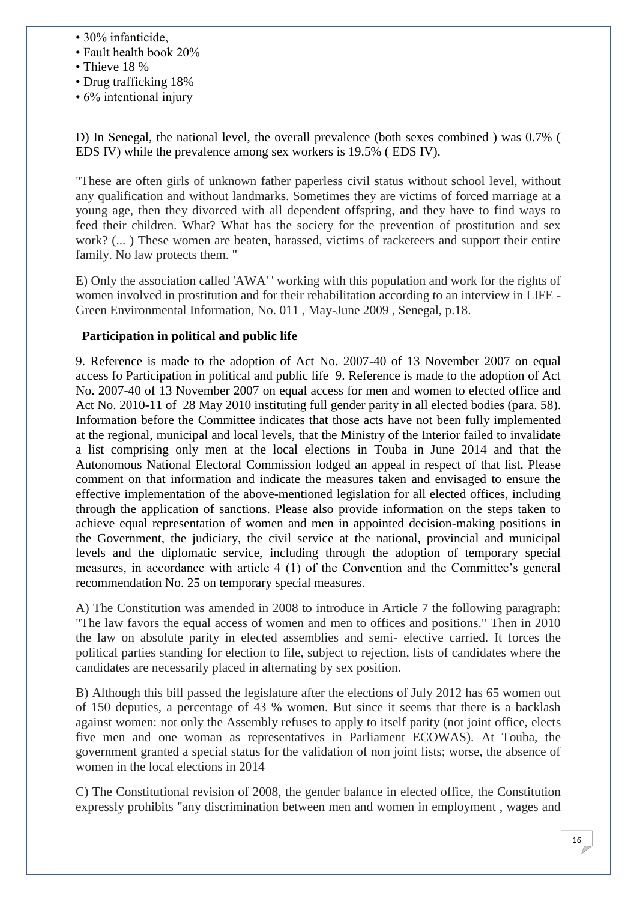- 30% infanticide,
- Fault health book 20%
- Thieve 18 %
- Drug trafficking 18%
- 6% intentional injury

D) In Senegal, the national level, the overall prevalence (both sexes combined ) was 0.7% ( EDS IV) while the prevalence among sex workers is 19.5% ( EDS IV).

"These are often girls of unknown father paperless civil status without school level, without any qualification and without landmarks. Sometimes they are victims of forced marriage at a young age, then they divorced with all dependent offspring, and they have to find ways to feed their children. What? What has the society for the prevention of prostitution and sex work? (... ) These women are beaten, harassed, victims of racketeers and support their entire family. No law protects them. "

E) Only the association called 'AWA' ' working with this population and work for the rights of women involved in prostitution and for their rehabilitation according to an interview in LIFE - Green Environmental Information, No. 011 , May-June 2009 , Senegal, p.18.

**Participation in political and public life**

9. Reference is made to the adoption of Act No. 2007-40 of 13 November 2007 on equal access fo Participation in political and public life 9. Reference is made to the adoption of Act No. 2007-40 of 13 November 2007 on equal access for men and women to elected office and Act No. 2010-11 of 28 May 2010 instituting full gender parity in all elected bodies (para. 58). Information before the Committee indicates that those acts have not been fully implemented at the regional, municipal and local levels, that the Ministry of the Interior failed to invalidate a list comprising only men at the local elections in Touba in June 2014 and that the Autonomous National Electoral Commission lodged an appeal in respect of that list. Please comment on that information and indicate the measures taken and envisaged to ensure the effective implementation of the above-mentioned legislation for all elected offices, including through the application of sanctions. Please also provide information on the steps taken to achieve equal representation of women and men in appointed decision-making positions in the Government, the judiciary, the civil service at the national, provincial and municipal levels and the diplomatic service, including through the adoption of temporary special measures, in accordance with article 4 (1) of the Convention and the Committee's general recommendation No. 25 on temporary special measures.

A) The Constitution was amended in 2008 to introduce in Article 7 the following paragraph: "The law favors the equal access of women and men to offices and positions." Then in 2010 the law on absolute parity in elected assemblies and semi- elective carried. It forces the political parties standing for election to file, subject to rejection, lists of candidates where the candidates are necessarily placed in alternating by sex position.

B) Although this bill passed the legislature after the elections of July 2012 has 65 women out of 150 deputies, a percentage of 43 % women. But since it seems that there is a backlash against women: not only the Assembly refuses to apply to itself parity (not joint office, elects five men and one woman as representatives in Parliament ECOWAS). At Touba, the government granted a special status for the validation of non joint lists; worse, the absence of women in the local elections in 2014

C) The Constitutional revision of 2008, the gender balance in elected office, the Constitution expressly prohibits "any discrimination between men and women in employment , wages and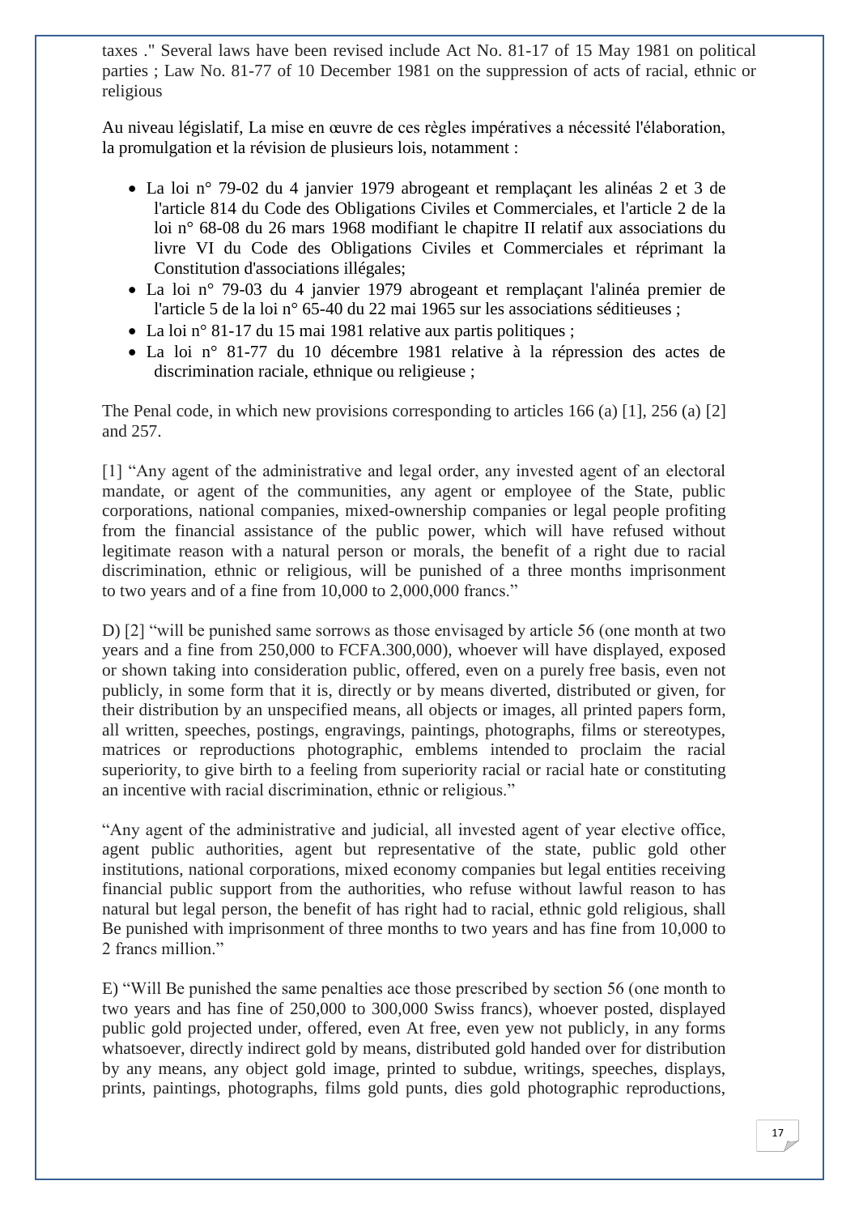taxes ." Several laws have been revised include Act No. 81-17 of 15 May 1981 on political parties ; Law No. 81-77 of 10 December 1981 on the suppression of acts of racial, ethnic or religious

Au niveau législatif, La mise en œuvre de ces règles impératives a nécessité l'élaboration, la promulgation et la révision de plusieurs lois, notamment :

- La loi n° 79-02 du 4 janvier 1979 abrogeant et remplaçant les alinéas 2 et 3 de l'article 814 du Code des Obligations Civiles et Commerciales, et l'article 2 de la loi n° 68-08 du 26 mars 1968 modifiant le chapitre II relatif aux associations du livre VI du Code des Obligations Civiles et Commerciales et réprimant la Constitution d'associations illégales;
- La loi n° 79-03 du 4 janvier 1979 abrogeant et remplaçant l'alinéa premier de l'article 5 de la loi n° 65-40 du 22 mai 1965 sur les associations séditieuses ;
- La loi n° 81-17 du 15 mai 1981 relative aux partis politiques ;
- La loi n° 81-77 du 10 décembre 1981 relative à la répression des actes de discrimination raciale, ethnique ou religieuse ;

The Penal code, in which new provisions corresponding to articles 166 (a) [1], 256 (a) [2] and 257.

[1] "Any agent of the administrative and legal order, any invested agent of an electoral mandate, or agent of the communities, any agent or employee of the State, public corporations, national companies, mixed-ownership companies or legal people profiting from the financial assistance of the public power, which will have refused without legitimate reason with a natural person or morals, the benefit of a right due to racial discrimination, ethnic or religious, will be punished of a three months imprisonment to two years and of a fine from 10,000 to 2,000,000 francs."

D) [2] "will be punished same sorrows as those envisaged by article 56 (one month at two years and a fine from 250,000 to FCFA.300,000), whoever will have displayed, exposed or shown taking into consideration public, offered, even on a purely free basis, even not publicly, in some form that it is, directly or by means diverted, distributed or given, for their distribution by an unspecified means, all objects or images, all printed papers form, all written, speeches, postings, engravings, paintings, photographs, films or stereotypes, matrices or reproductions photographic, emblems intended to proclaim the racial superiority, to give birth to a feeling from superiority racial or racial hate or constituting an incentive with racial discrimination, ethnic or religious."

"Any agent of the administrative and judicial, all invested agent of year elective office, agent public authorities, agent but representative of the state, public gold other institutions, national corporations, mixed economy companies but legal entities receiving financial public support from the authorities, who refuse without lawful reason to has natural but legal person, the benefit of has right had to racial, ethnic gold religious, shall Be punished with imprisonment of three months to two years and has fine from 10,000 to 2 francs million."

E) "Will Be punished the same penalties ace those prescribed by section 56 (one month to two years and has fine of 250,000 to 300,000 Swiss francs), whoever posted, displayed public gold projected under, offered, even At free, even yew not publicly, in any forms whatsoever, directly indirect gold by means, distributed gold handed over for distribution by any means, any object gold image, printed to subdue, writings, speeches, displays, prints, paintings, photographs, films gold punts, dies gold photographic reproductions,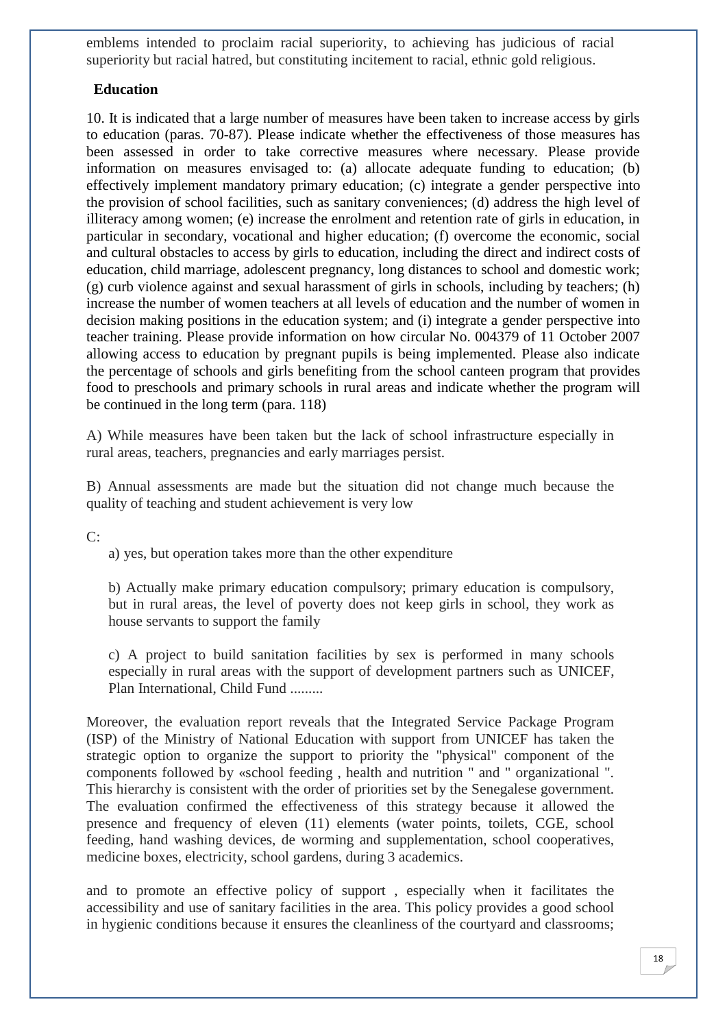emblems intended to proclaim racial superiority, to achieving has judicious of racial superiority but racial hatred, but constituting incitement to racial, ethnic gold religious.

**Education**

10. It is indicated that a large number of measures have been taken to increase access by girls to education (paras. 70-87). Please indicate whether the effectiveness of those measures has been assessed in order to take corrective measures where necessary. Please provide information on measures envisaged to: (a) allocate adequate funding to education; (b) effectively implement mandatory primary education; (c) integrate a gender perspective into the provision of school facilities, such as sanitary conveniences; (d) address the high level of illiteracy among women; (e) increase the enrolment and retention rate of girls in education, in particular in secondary, vocational and higher education; (f) overcome the economic, social and cultural obstacles to access by girls to education, including the direct and indirect costs of education, child marriage, adolescent pregnancy, long distances to school and domestic work; (g) curb violence against and sexual harassment of girls in schools, including by teachers; (h) increase the number of women teachers at all levels of education and the number of women in decision making positions in the education system; and (i) integrate a gender perspective into teacher training. Please provide information on how circular No. 004379 of 11 October 2007 allowing access to education by pregnant pupils is being implemented. Please also indicate the percentage of schools and girls benefiting from the school canteen program that provides food to preschools and primary schools in rural areas and indicate whether the program will be continued in the long term (para. 118)

A) While measures have been taken but the lack of school infrastructure especially in rural areas, teachers, pregnancies and early marriages persist.

B) Annual assessments are made but the situation did not change much because the quality of teaching and student achievement is very low

C:

a) yes, but operation takes more than the other expenditure

b) Actually make primary education compulsory; primary education is compulsory, but in rural areas, the level of poverty does not keep girls in school, they work as house servants to support the family

c) A project to build sanitation facilities by sex is performed in many schools especially in rural areas with the support of development partners such as UNICEF, Plan International, Child Fund .........

Moreover, the evaluation report reveals that the Integrated Service Package Program (ISP) of the Ministry of National Education with support from UNICEF has taken the strategic option to organize the support to priority the "physical" component of the components followed by «school feeding , health and nutrition " and " organizational ". This hierarchy is consistent with the order of priorities set by the Senegalese government. The evaluation confirmed the effectiveness of this strategy because it allowed the presence and frequency of eleven (11) elements (water points, toilets, CGE, school feeding, hand washing devices, de worming and supplementation, school cooperatives, medicine boxes, electricity, school gardens, during 3 academics.

and to promote an effective policy of support , especially when it facilitates the accessibility and use of sanitary facilities in the area. This policy provides a good school in hygienic conditions because it ensures the cleanliness of the courtyard and classrooms;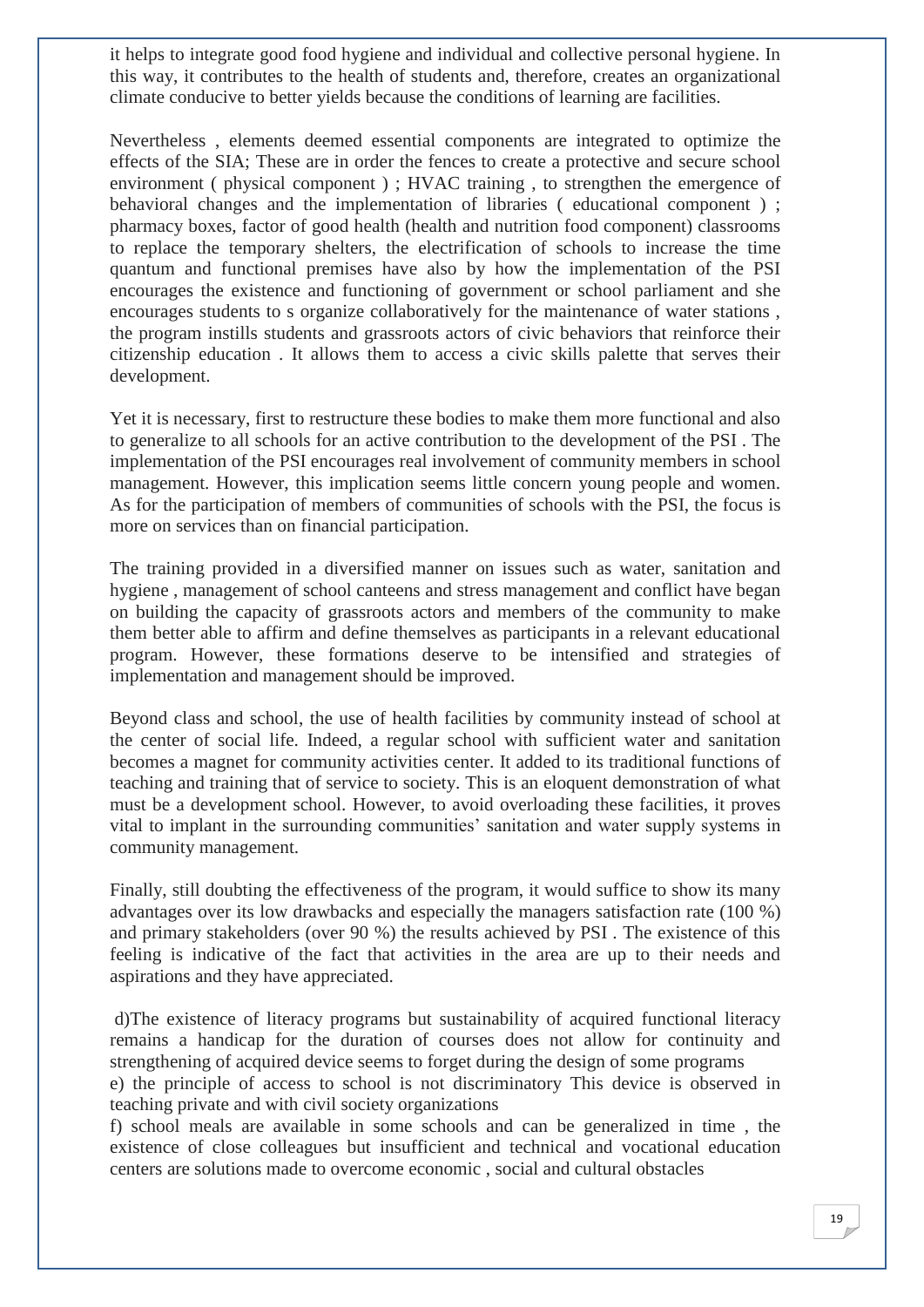it helps to integrate good food hygiene and individual and collective personal hygiene. In this way, it contributes to the health of students and, therefore, creates an organizational climate conducive to better yields because the conditions of learning are facilities.

Nevertheless , elements deemed essential components are integrated to optimize the effects of the SIA; These are in order the fences to create a protective and secure school environment ( physical component ) ; HVAC training , to strengthen the emergence of behavioral changes and the implementation of libraries ( educational component ) ; pharmacy boxes, factor of good health (health and nutrition food component) classrooms to replace the temporary shelters, the electrification of schools to increase the time quantum and functional premises have also by how the implementation of the PSI encourages the existence and functioning of government or school parliament and she encourages students to s organize collaboratively for the maintenance of water stations , the program instills students and grassroots actors of civic behaviors that reinforce their citizenship education . It allows them to access a civic skills palette that serves their development.

Yet it is necessary, first to restructure these bodies to make them more functional and also to generalize to all schools for an active contribution to the development of the PSI . The implementation of the PSI encourages real involvement of community members in school management. However, this implication seems little concern young people and women. As for the participation of members of communities of schools with the PSI, the focus is more on services than on financial participation.

The training provided in a diversified manner on issues such as water, sanitation and hygiene , management of school canteens and stress management and conflict have began on building the capacity of grassroots actors and members of the community to make them better able to affirm and define themselves as participants in a relevant educational program. However, these formations deserve to be intensified and strategies of implementation and management should be improved.

Beyond class and school, the use of health facilities by community instead of school at the center of social life. Indeed, a regular school with sufficient water and sanitation becomes a magnet for community activities center. It added to its traditional functions of teaching and training that of service to society. This is an eloquent demonstration of what must be a development school. However, to avoid overloading these facilities, it proves vital to implant in the surrounding communities' sanitation and water supply systems in community management.

Finally, still doubting the effectiveness of the program, it would suffice to show its many advantages over its low drawbacks and especially the managers satisfaction rate (100 %) and primary stakeholders (over 90 %) the results achieved by PSI . The existence of this feeling is indicative of the fact that activities in the area are up to their needs and aspirations and they have appreciated.

d)The existence of literacy programs but sustainability of acquired functional literacy remains a handicap for the duration of courses does not allow for continuity and strengthening of acquired device seems to forget during the design of some programs

e) the principle of access to school is not discriminatory This device is observed in teaching private and with civil society organizations

f) school meals are available in some schools and can be generalized in time , the existence of close colleagues but insufficient and technical and vocational education centers are solutions made to overcome economic , social and cultural obstacles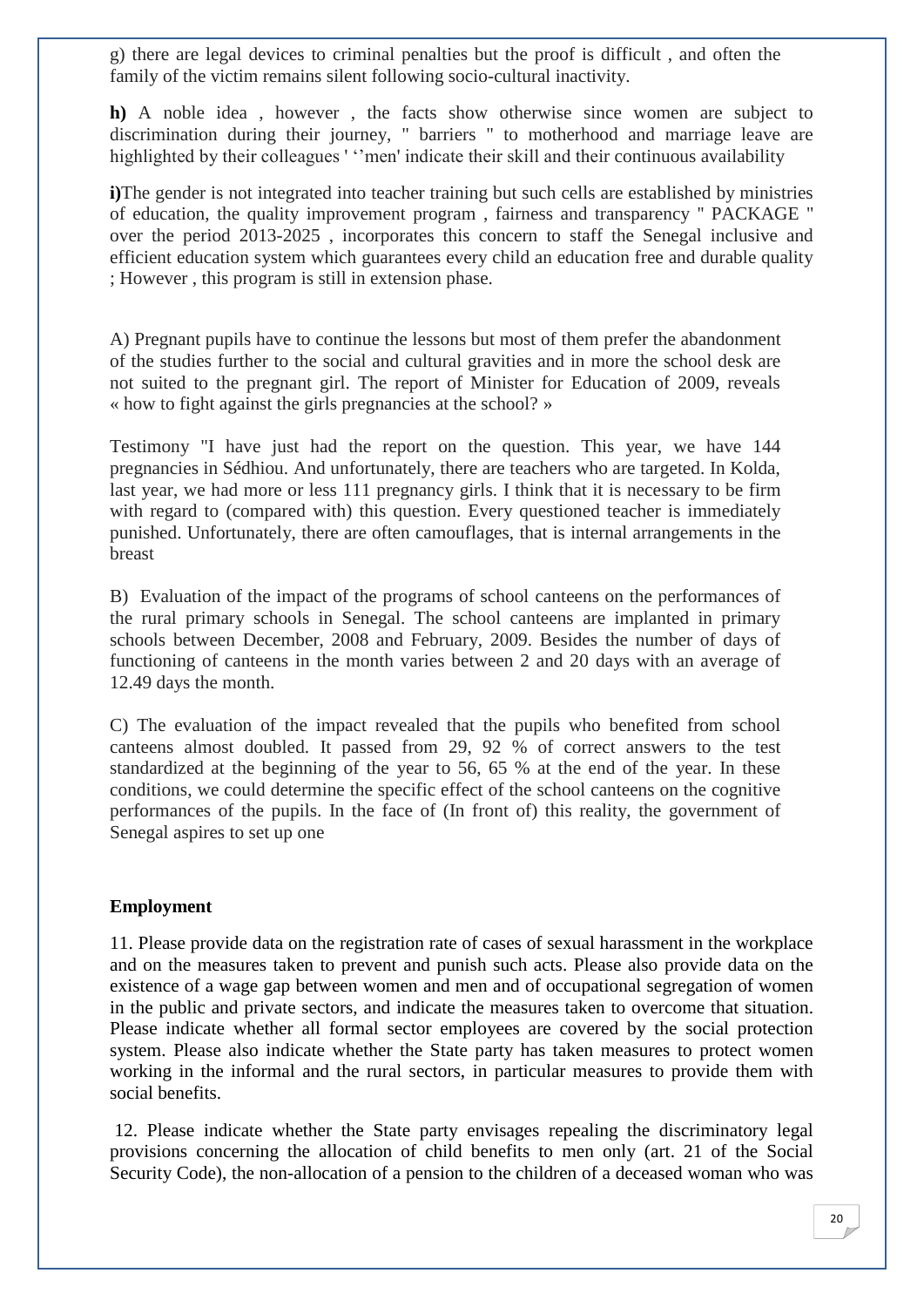g) there are legal devices to criminal penalties but the proof is difficult , and often the family of the victim remains silent following socio-cultural inactivity.

**h)** A noble idea , however , the facts show otherwise since women are subject to discrimination during their journey, " barriers " to motherhood and marriage leave are highlighted by their colleagues ' ‘’men' indicate their skill and their continuous availability

**i)**The gender is not integrated into teacher training but such cells are established by ministries of education, the quality improvement program , fairness and transparency " PACKAGE " over the period 2013-2025 , incorporates this concern to staff the Senegal inclusive and efficient education system which guarantees every child an education free and durable quality ; However , this program is still in extension phase.

A) Pregnant pupils have to continue the lessons but most of them prefer the abandonment of the studies further to the social and cultural gravities and in more the school desk are not suited to the pregnant girl. The report of Minister for Education of 2009, reveals « how to fight against the girls pregnancies at the school? »

Testimony "I have just had the report on the question. This year, we have 144 pregnancies in Sédhiou. And unfortunately, there are teachers who are targeted. In Kolda, last year, we had more or less 111 pregnancy girls. I think that it is necessary to be firm with regard to (compared with) this question. Every questioned teacher is immediately punished. Unfortunately, there are often camouflages, that is internal arrangements in the breast

B) Evaluation of the impact of the programs of school canteens on the performances of the rural primary schools in Senegal. The school canteens are implanted in primary schools between December, 2008 and February, 2009. Besides the number of days of functioning of canteens in the month varies between 2 and 20 days with an average of 12.49 days the month.

C) The evaluation of the impact revealed that the pupils who benefited from school canteens almost doubled. It passed from 29, 92 % of correct answers to the test standardized at the beginning of the year to 56, 65 % at the end of the year. In these conditions, we could determine the specific effect of the school canteens on the cognitive performances of the pupils. In the face of (In front of) this reality, the government of Senegal aspires to set up one

**Employment**

11. Please provide data on the registration rate of cases of sexual harassment in the workplace and on the measures taken to prevent and punish such acts. Please also provide data on the existence of a wage gap between women and men and of occupational segregation of women in the public and private sectors, and indicate the measures taken to overcome that situation. Please indicate whether all formal sector employees are covered by the social protection system. Please also indicate whether the State party has taken measures to protect women working in the informal and the rural sectors, in particular measures to provide them with social benefits.

12. Please indicate whether the State party envisages repealing the discriminatory legal provisions concerning the allocation of child benefits to men only (art. 21 of the Social Security Code), the non-allocation of a pension to the children of a deceased woman who was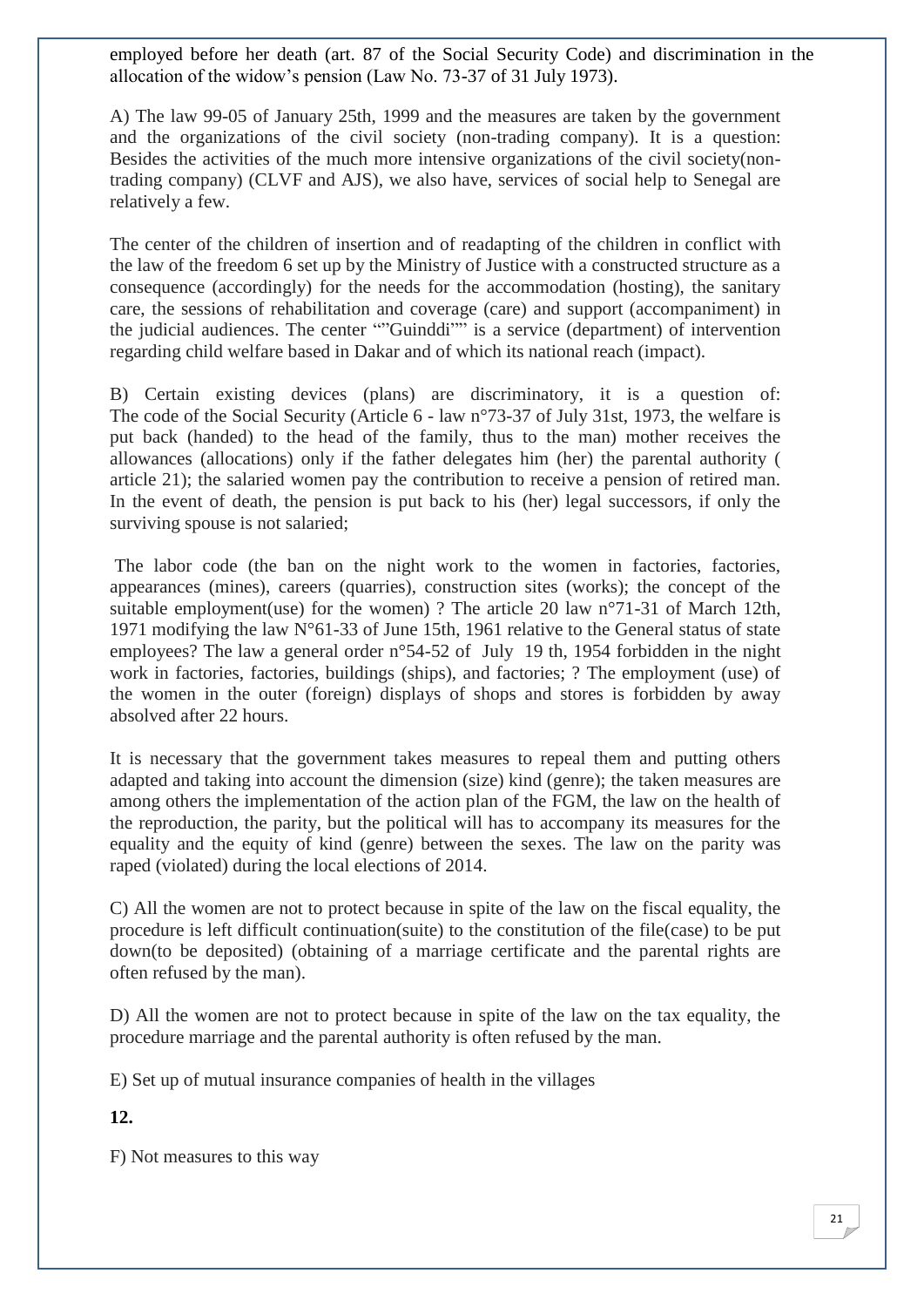employed before her death (art. 87 of the Social Security Code) and discrimination in the allocation of the widow's pension (Law No. 73-37 of 31 July 1973).

A) The law 99-05 of January 25th, 1999 and the measures are taken by the government and the organizations of the civil society (non-trading company). It is a question: Besides the activities of the much more intensive organizations of the civil society(non-trading company) (CLVF and AJS), we also have, services of social help to Senegal are relatively a few.

The center of the children of insertion and of readapting of the children in conflict with the law of the freedom 6 set up by the Ministry of Justice with a constructed structure as a consequence (accordingly) for the needs for the accommodation (hosting), the sanitary care, the sessions of rehabilitation and coverage (care) and support (accompaniment) in the judicial audiences. The center ""Guinddi"" is a service (department) of intervention regarding child welfare based in Dakar and of which its national reach (impact).

B) Certain existing devices (plans) are discriminatory, it is a question of: The code of the Social Security (Article 6 - law n°73-37 of July 31st, 1973, the welfare is put back (handed) to the head of the family, thus to the man) mother receives the allowances (allocations) only if the father delegates him (her) the parental authority ( article 21); the salaried women pay the contribution to receive a pension of retired man. In the event of death, the pension is put back to his (her) legal successors, if only the surviving spouse is not salaried;

The labor code (the ban on the night work to the women in factories, factories, appearances (mines), careers (quarries), construction sites (works); the concept of the suitable employment(use) for the women) ? The article 20 law n°71-31 of March 12th, 1971 modifying the law N°61-33 of June 15th, 1961 relative to the General status of state employees? The law a general order n°54-52 of July 19 th, 1954 forbidden in the night work in factories, factories, buildings (ships), and factories; ? The employment (use) of the women in the outer (foreign) displays of shops and stores is forbidden by away absolved after 22 hours.

It is necessary that the government takes measures to repeal them and putting others adapted and taking into account the dimension (size) kind (genre); the taken measures are among others the implementation of the action plan of the FGM, the law on the health of the reproduction, the parity, but the political will has to accompany its measures for the equality and the equity of kind (genre) between the sexes. The law on the parity was raped (violated) during the local elections of 2014.

C) All the women are not to protect because in spite of the law on the fiscal equality, the procedure is left difficult continuation(suite) to the constitution of the file(case) to be put down(to be deposited) (obtaining of a marriage certificate and the parental rights are often refused by the man).

D) All the women are not to protect because in spite of the law on the tax equality, the procedure marriage and the parental authority is often refused by the man.

E) Set up of mutual insurance companies of health in the villages

**12.**

F) Not measures to this way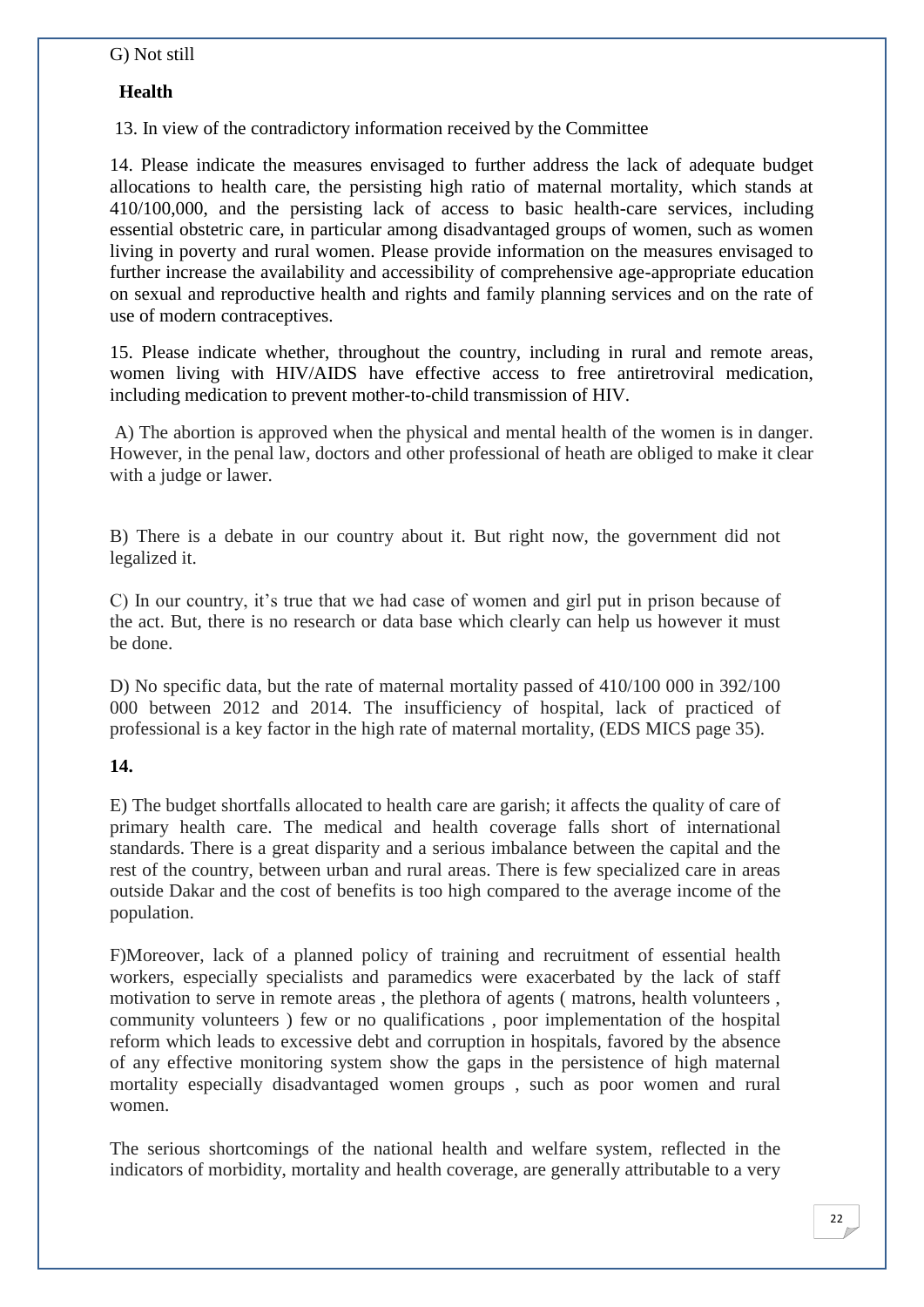G) Not still

**Health**

13. In view of the contradictory information received by the Committee

14. Please indicate the measures envisaged to further address the lack of adequate budget allocations to health care, the persisting high ratio of maternal mortality, which stands at 410/100,000, and the persisting lack of access to basic health-care services, including essential obstetric care, in particular among disadvantaged groups of women, such as women living in poverty and rural women. Please provide information on the measures envisaged to further increase the availability and accessibility of comprehensive age-appropriate education on sexual and reproductive health and rights and family planning services and on the rate of use of modern contraceptives.

15. Please indicate whether, throughout the country, including in rural and remote areas, women living with HIV/AIDS have effective access to free antiretroviral medication, including medication to prevent mother-to-child transmission of HIV.

A) The abortion is approved when the physical and mental health of the women is in danger. However, in the penal law, doctors and other professional of heath are obliged to make it clear with a judge or lawer.

B) There is a debate in our country about it. But right now, the government did not legalized it.

C) In our country, it's true that we had case of women and girl put in prison because of the act. But, there is no research or data base which clearly can help us however it must be done.

D) No specific data, but the rate of maternal mortality passed of 410/100 000 in 392/100 000 between 2012 and 2014. The insufficiency of hospital, lack of practiced of professional is a key factor in the high rate of maternal mortality, (EDS MICS page 35).

**14.**

E) The budget shortfalls allocated to health care are garish; it affects the quality of care of primary health care. The medical and health coverage falls short of international standards. There is a great disparity and a serious imbalance between the capital and the rest of the country, between urban and rural areas. There is few specialized care in areas outside Dakar and the cost of benefits is too high compared to the average income of the population.

F)Moreover, lack of a planned policy of training and recruitment of essential health workers, especially specialists and paramedics were exacerbated by the lack of staff motivation to serve in remote areas , the plethora of agents ( matrons, health volunteers , community volunteers ) few or no qualifications , poor implementation of the hospital reform which leads to excessive debt and corruption in hospitals, favored by the absence of any effective monitoring system show the gaps in the persistence of high maternal mortality especially disadvantaged women groups , such as poor women and rural women.

The serious shortcomings of the national health and welfare system, reflected in the indicators of morbidity, mortality and health coverage, are generally attributable to a very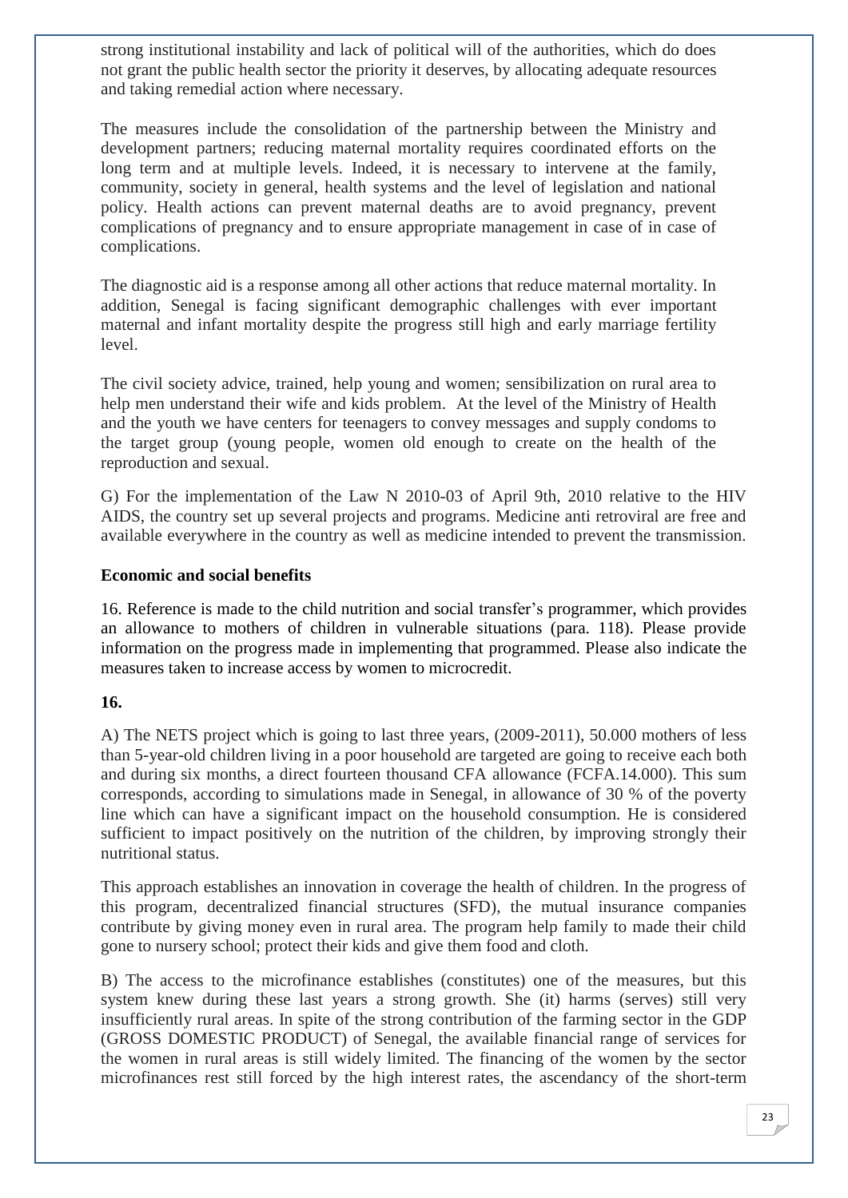strong institutional instability and lack of political will of the authorities, which do does not grant the public health sector the priority it deserves, by allocating adequate resources and taking remedial action where necessary.

The measures include the consolidation of the partnership between the Ministry and development partners; reducing maternal mortality requires coordinated efforts on the long term and at multiple levels. Indeed, it is necessary to intervene at the family, community, society in general, health systems and the level of legislation and national policy. Health actions can prevent maternal deaths are to avoid pregnancy, prevent complications of pregnancy and to ensure appropriate management in case of in case of complications.

The diagnostic aid is a response among all other actions that reduce maternal mortality. In addition, Senegal is facing significant demographic challenges with ever important maternal and infant mortality despite the progress still high and early marriage fertility level.

The civil society advice, trained, help young and women; sensibilization on rural area to help men understand their wife and kids problem. At the level of the Ministry of Health and the youth we have centers for teenagers to convey messages and supply condoms to the target group (young people, women old enough to create on the health of the reproduction and sexual.

G) For the implementation of the Law N 2010-03 of April 9th, 2010 relative to the HIV AIDS, the country set up several projects and programs. Medicine anti retroviral are free and available everywhere in the country as well as medicine intended to prevent the transmission.

**Economic and social benefits**

16. Reference is made to the child nutrition and social transfer's programmer, which provides an allowance to mothers of children in vulnerable situations (para. 118). Please provide information on the progress made in implementing that programmed. Please also indicate the measures taken to increase access by women to microcredit.

**16.**

A) The NETS project which is going to last three years, (2009-2011), 50.000 mothers of less than 5-year-old children living in a poor household are targeted are going to receive each both and during six months, a direct fourteen thousand CFA allowance (FCFA.14.000). This sum corresponds, according to simulations made in Senegal, in allowance of 30 % of the poverty line which can have a significant impact on the household consumption. He is considered sufficient to impact positively on the nutrition of the children, by improving strongly their nutritional status.

This approach establishes an innovation in coverage the health of children. In the progress of this program, decentralized financial structures (SFD), the mutual insurance companies contribute by giving money even in rural area. The program help family to made their child gone to nursery school; protect their kids and give them food and cloth.

B) The access to the microfinance establishes (constitutes) one of the measures, but this system knew during these last years a strong growth. She (it) harms (serves) still very insufficiently rural areas. In spite of the strong contribution of the farming sector in the GDP (GROSS DOMESTIC PRODUCT) of Senegal, the available financial range of services for the women in rural areas is still widely limited. The financing of the women by the sector microfinances rest still forced by the high interest rates, the ascendancy of the short-term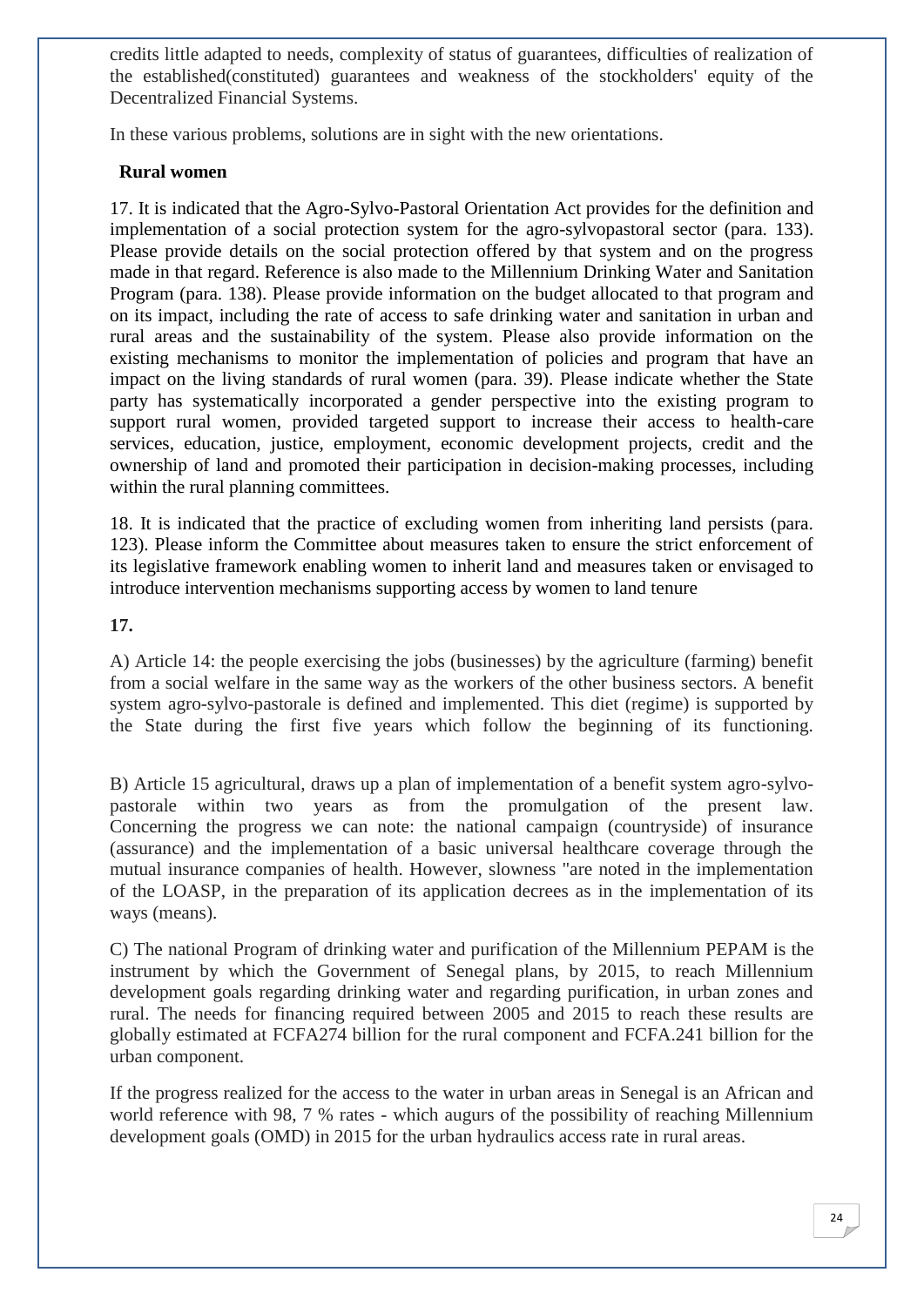credits little adapted to needs, complexity of status of guarantees, difficulties of realization of the established(constituted) guarantees and weakness of the stockholders' equity of the Decentralized Financial Systems.

In these various problems, solutions are in sight with the new orientations.

**Rural women**

17. It is indicated that the Agro-Sylvo-Pastoral Orientation Act provides for the definition and implementation of a social protection system for the agro-sylvopastoral sector (para. 133). Please provide details on the social protection offered by that system and on the progress made in that regard. Reference is also made to the Millennium Drinking Water and Sanitation Program (para. 138). Please provide information on the budget allocated to that program and on its impact, including the rate of access to safe drinking water and sanitation in urban and rural areas and the sustainability of the system. Please also provide information on the existing mechanisms to monitor the implementation of policies and program that have an impact on the living standards of rural women (para. 39). Please indicate whether the State party has systematically incorporated a gender perspective into the existing program to support rural women, provided targeted support to increase their access to health-care services, education, justice, employment, economic development projects, credit and the ownership of land and promoted their participation in decision-making processes, including within the rural planning committees.

18. It is indicated that the practice of excluding women from inheriting land persists (para. 123). Please inform the Committee about measures taken to ensure the strict enforcement of its legislative framework enabling women to inherit land and measures taken or envisaged to introduce intervention mechanisms supporting access by women to land tenure

**17.**

A) Article 14: the people exercising the jobs (businesses) by the agriculture (farming) benefit from a social welfare in the same way as the workers of the other business sectors. A benefit system agro-sylvo-pastorale is defined and implemented. This diet (regime) is supported by the State during the first five years which follow the beginning of its functioning.

B) Article 15 agricultural, draws up a plan of implementation of a benefit system agro-sylvo-pastorale within two years as from the promulgation of the present law. Concerning the progress we can note: the national campaign (countryside) of insurance (assurance) and the implementation of a basic universal healthcare coverage through the mutual insurance companies of health. However, slowness "are noted in the implementation of the LOASP, in the preparation of its application decrees as in the implementation of its ways (means).

C) The national Program of drinking water and purification of the Millennium PEPAM is the instrument by which the Government of Senegal plans, by 2015, to reach Millennium development goals regarding drinking water and regarding purification, in urban zones and rural. The needs for financing required between 2005 and 2015 to reach these results are globally estimated at FCFA274 billion for the rural component and FCFA.241 billion for the urban component.

If the progress realized for the access to the water in urban areas in Senegal is an African and world reference with 98, 7 % rates - which augurs of the possibility of reaching Millennium development goals (OMD) in 2015 for the urban hydraulics access rate in rural areas.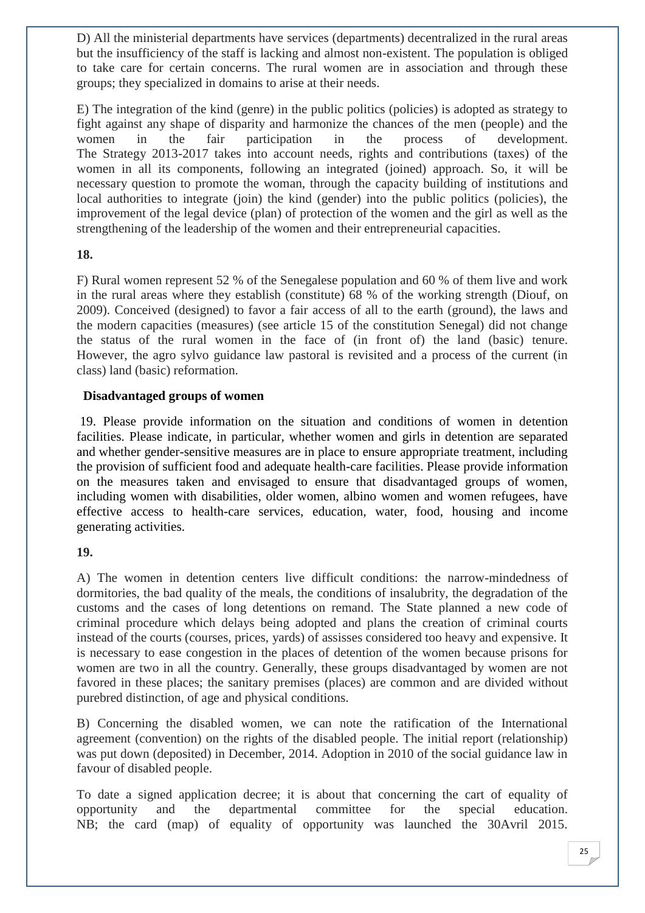D) All the ministerial departments have services (departments) decentralized in the rural areas but the insufficiency of the staff is lacking and almost non-existent. The population is obliged to take care for certain concerns. The rural women are in association and through these groups; they specialized in domains to arise at their needs.

E) The integration of the kind (genre) in the public politics (policies) is adopted as strategy to fight against any shape of disparity and harmonize the chances of the men (people) and the women in the fair participation in the process of development. The Strategy 2013-2017 takes into account needs, rights and contributions (taxes) of the women in all its components, following an integrated (joined) approach. So, it will be necessary question to promote the woman, through the capacity building of institutions and local authorities to integrate (join) the kind (gender) into the public politics (policies), the improvement of the legal device (plan) of protection of the women and the girl as well as the strengthening of the leadership of the women and their entrepreneurial capacities.

**18.**

F) Rural women represent 52 % of the Senegalese population and 60 % of them live and work in the rural areas where they establish (constitute) 68 % of the working strength (Diouf, on 2009). Conceived (designed) to favor a fair access of all to the earth (ground), the laws and the modern capacities (measures) (see article 15 of the constitution Senegal) did not change the status of the rural women in the face of (in front of) the land (basic) tenure. However, the agro sylvo guidance law pastoral is revisited and a process of the current (in class) land (basic) reformation.

**Disadvantaged groups of women**

19. Please provide information on the situation and conditions of women in detention facilities. Please indicate, in particular, whether women and girls in detention are separated and whether gender-sensitive measures are in place to ensure appropriate treatment, including the provision of sufficient food and adequate health-care facilities. Please provide information on the measures taken and envisaged to ensure that disadvantaged groups of women, including women with disabilities, older women, albino women and women refugees, have effective access to health-care services, education, water, food, housing and income generating activities.

**19.**

A) The women in detention centers live difficult conditions: the narrow-mindedness of dormitories, the bad quality of the meals, the conditions of insalubrity, the degradation of the customs and the cases of long detentions on remand. The State planned a new code of criminal procedure which delays being adopted and plans the creation of criminal courts instead of the courts (courses, prices, yards) of assisses considered too heavy and expensive. It is necessary to ease congestion in the places of detention of the women because prisons for women are two in all the country. Generally, these groups disadvantaged by women are not favored in these places; the sanitary premises (places) are common and are divided without purebred distinction, of age and physical conditions.

B) Concerning the disabled women, we can note the ratification of the International agreement (convention) on the rights of the disabled people. The initial report (relationship) was put down (deposited) in December, 2014. Adoption in 2010 of the social guidance law in favour of disabled people.

To date a signed application decree; it is about that concerning the cart of equality of opportunity and the departmental committee for the special education. NB; the card (map) of equality of opportunity was launched the 30Avril 2015.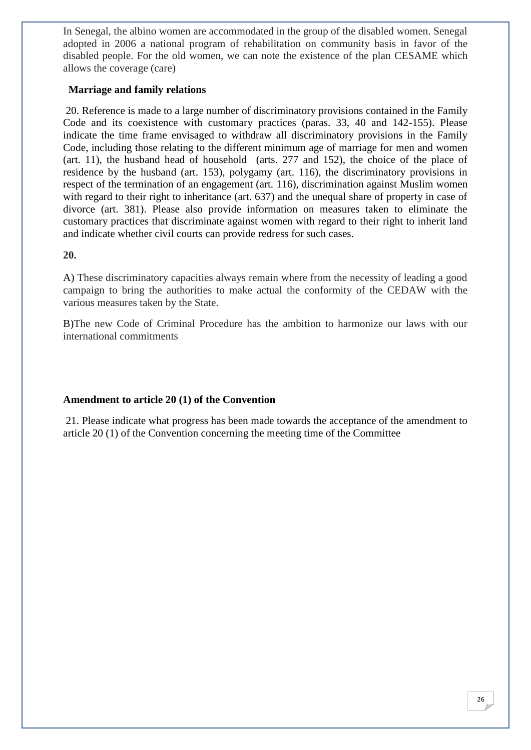In Senegal, the albino women are accommodated in the group of the disabled women. Senegal adopted in 2006 a national program of rehabilitation on community basis in favor of the disabled people. For the old women, we can note the existence of the plan CESAME which allows the coverage (care)

**Marriage and family relations**

20. Reference is made to a large number of discriminatory provisions contained in the Family Code and its coexistence with customary practices (paras. 33, 40 and 142-155). Please indicate the time frame envisaged to withdraw all discriminatory provisions in the Family Code, including those relating to the different minimum age of marriage for men and women (art. 11), the husband head of household (arts. 277 and 152), the choice of the place of residence by the husband (art. 153), polygamy (art. 116), the discriminatory provisions in respect of the termination of an engagement (art. 116), discrimination against Muslim women with regard to their right to inheritance (art. 637) and the unequal share of property in case of divorce (art. 381). Please also provide information on measures taken to eliminate the customary practices that discriminate against women with regard to their right to inherit land and indicate whether civil courts can provide redress for such cases.

**20.**

A) These discriminatory capacities always remain where from the necessity of leading a good campaign to bring the authorities to make actual the conformity of the CEDAW with the various measures taken by the State.

B)The new Code of Criminal Procedure has the ambition to harmonize our laws with our international commitments

**Amendment to article 20 (1) of the Convention**

21. Please indicate what progress has been made towards the acceptance of the amendment to article 20 (1) of the Convention concerning the meeting time of the Committee